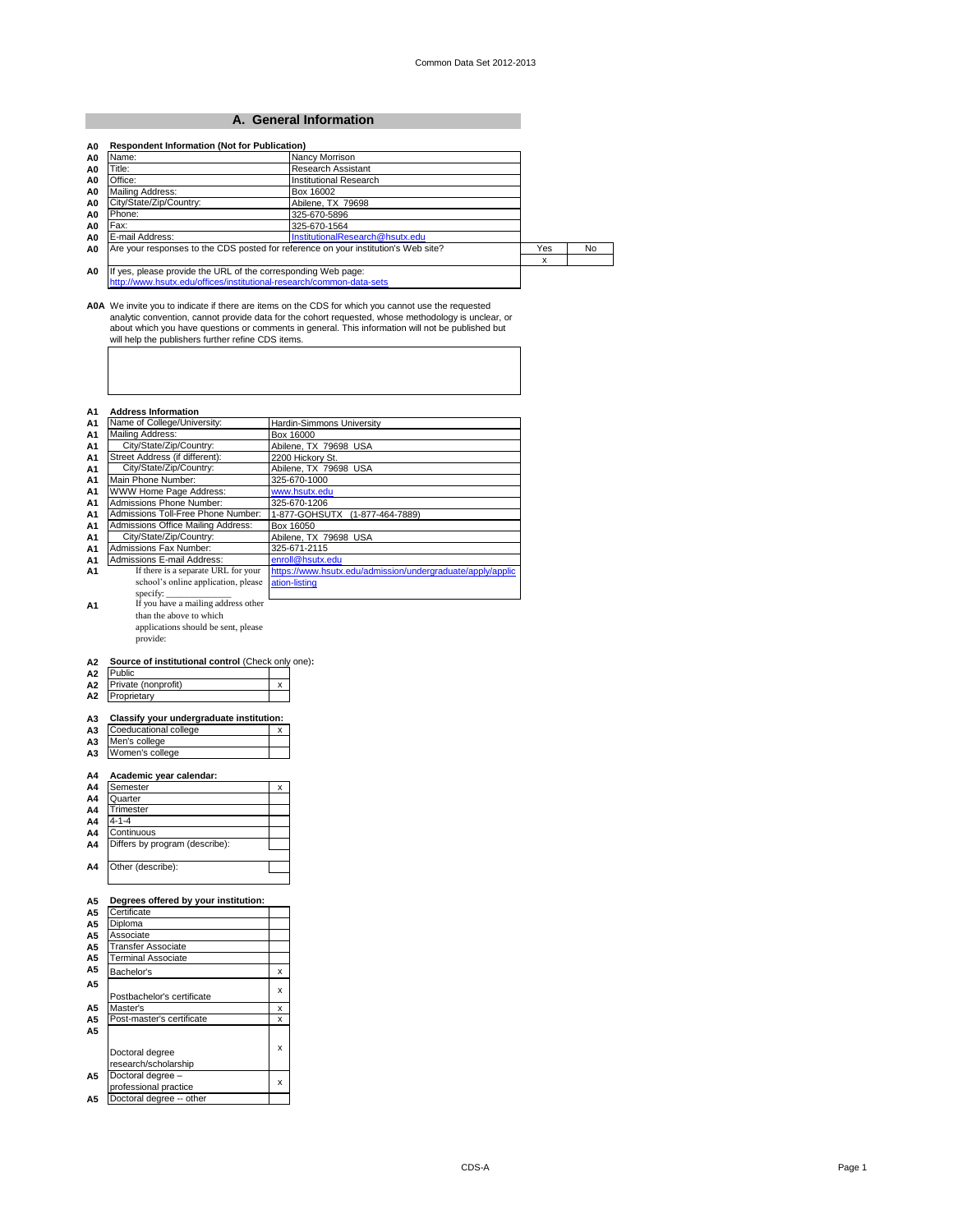## A. General Information

**A0 Respondent Information (Not for Publication)**

| | | |
|---|---|---|
| A0 | Name: | Nancy Morrison |
| A0 | Title: | Research Assistant |
| A0 | Office: | Institutional Research |
| A0 | Mailing Address: | Box 16002 |
| A0 | City/State/Zip/Country: | Abilene, TX 79698 |
| A0 | Phone: | 325-670-5896 |
| A0 | Fax: | 325-670-1564 |
| A0 | E-mail Address: | InstitutionalResearch@hsutx.edu |

| | | Yes | No |
|---|---|---|---|
| A0 | Are your responses to the CDS posted for reference on your institution's Web site? | x | |

A0 If yes, please provide the URL of the corresponding Web page:
http://www.hsutx.edu/offices/institutional-research/common-data-sets

**A0A** We invite you to indicate if there are items on the CDS for which you cannot use the requested analytic convention, cannot provide data for the cohort requested, whose methodology is unclear, or about which you have questions or comments in general. This information will not be published but will help the publishers further refine CDS items.

**A1 Address Information**

| | | |
|---|---|---|
| A1 | Name of College/University: | Hardin-Simmons University |
| A1 | Mailing Address: | Box 16000 |
| A1 | City/State/Zip/Country: | Abilene, TX 79698 USA |
| A1 | Street Address (if different): | 2200 Hickory St. |
| A1 | City/State/Zip/Country: | Abilene, TX 79698 USA |
| A1 | Main Phone Number: | 325-670-1000 |
| A1 | WWW Home Page Address: | www.hsutx.edu |
| A1 | Admissions Phone Number: | 325-670-1206 |
| A1 | Admissions Toll-Free Phone Number: | 1-877-GOHSUTX (1-877-464-7889) |
| A1 | Admissions Office Mailing Address: | Box 16050 |
| A1 | City/State/Zip/Country: | Abilene, TX 79698 USA |
| A1 | Admissions Fax Number: | 325-671-2115 |
| A1 | Admissions E-mail Address: | enroll@hsutx.edu |
| A1 | If there is a separate URL for your school's online application, please specify: | https://www.hsutx.edu/admission/undergraduate/apply/application-listing |
| A1 | If you have a mailing address other than the above to which applications should be sent, please provide: | |

**A2 Source of institutional control** (Check only one)**:**

| | | |
|---|---|---|
| A2 | Public | |
| A2 | Private (nonprofit) | x |
| A2 | Proprietary | |

**A3 Classify your undergraduate institution:**

| | | |
|---|---|---|
| A3 | Coeducational college | x |
| A3 | Men's college | |
| A3 | Women's college | |

**A4 Academic year calendar:**

| | | |
|---|---|---|
| A4 | Semester | x |
| A4 | Quarter | |
| A4 | Trimester | |
| A4 | 4-1-4 | |
| A4 | Continuous | |
| A4 | Differs by program (describe): | |
| A4 | Other (describe): | |

**A5 Degrees offered by your institution:**

| | | |
|---|---|---|
| A5 | Certificate | |
| A5 | Diploma | |
| A5 | Associate | |
| A5 | Transfer Associate | |
| A5 | Terminal Associate | |
| A5 | Bachelor's | x |
| A5 | Postbachelor's certificate | x |
| A5 | Master's | x |
| A5 | Post-master's certificate | x |
| A5 | Doctoral degree research/scholarship | x |
| A5 | Doctoral degree – professional practice | x |
| A5 | Doctoral degree -- other | |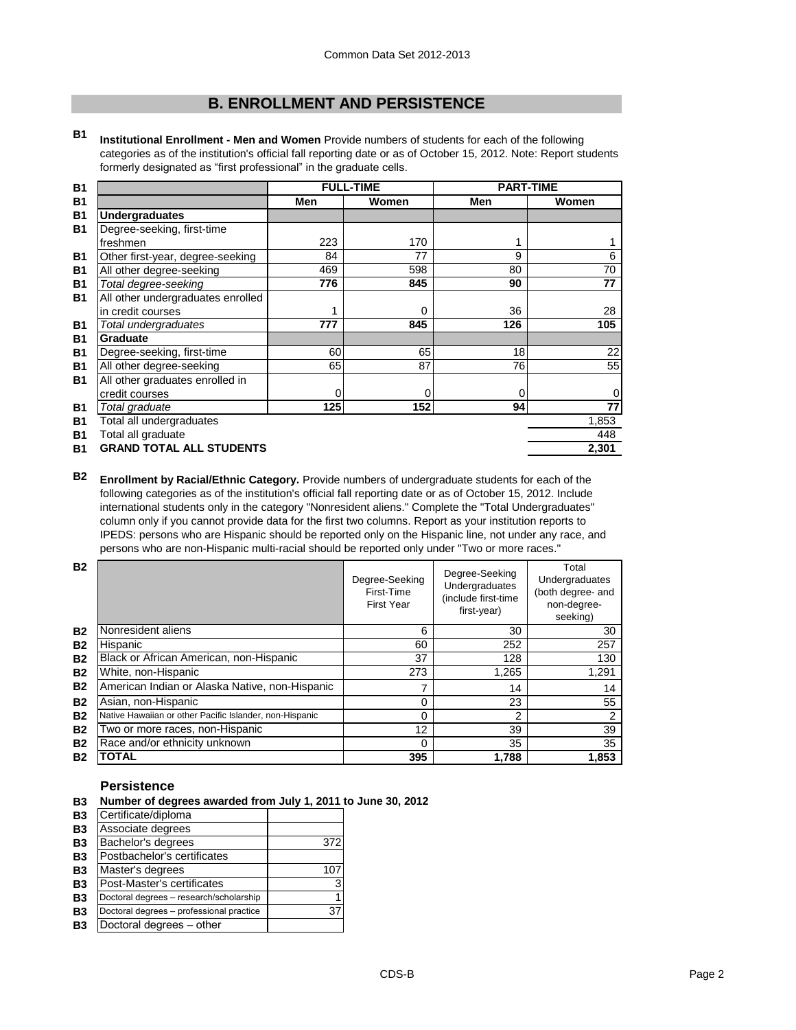# B. ENROLLMENT AND PERSISTENCE

**B1 Institutional Enrollment - Men and Women** Provide numbers of students for each of the following categories as of the institution's official fall reporting date or as of October 15, 2012. Note: Report students formerly designated as "first professional" in the graduate cells.

| | FULL-TIME | | PART-TIME | |
|---|---|---|---|---|
| | Men | Women | Men | Women |
| **Undergraduates** | | | | |
| Degree-seeking, first-time freshmen | 223 | 170 | 1 | 1 |
| Other first-year, degree-seeking | 84 | 77 | 9 | 6 |
| All other degree-seeking | 469 | 598 | 80 | 70 |
| *Total degree-seeking* | **776** | **845** | **90** | **77** |
| All other undergraduates enrolled in credit courses | 1 | 0 | 36 | 28 |
| *Total undergraduates* | **777** | **845** | **126** | **105** |
| **Graduate** | | | | |
| Degree-seeking, first-time | 60 | 65 | 18 | 22 |
| All other degree-seeking | 65 | 87 | 76 | 55 |
| All other graduates enrolled in credit courses | 0 | 0 | 0 | 0 |
| *Total graduate* | **125** | **152** | **94** | **77** |
| Total all undergraduates | | | | 1,853 |
| Total all graduate | | | | 448 |
| **GRAND TOTAL ALL STUDENTS** | | | | **2,301** |

**B2 Enrollment by Racial/Ethnic Category.** Provide numbers of undergraduate students for each of the following categories as of the institution's official fall reporting date or as of October 15, 2012. Include international students only in the category "Nonresident aliens." Complete the "Total Undergraduates" column only if you cannot provide data for the first two columns. Report as your institution reports to IPEDS: persons who are Hispanic should be reported only on the Hispanic line, not under any race, and persons who are non-Hispanic multi-racial should be reported only under "Two or more races."

| | Degree-Seeking First-Time First Year | Degree-Seeking Undergraduates (include first-time first-year) | Total Undergraduates (both degree- and non-degree-seeking) |
|---|---|---|---|
| Nonresident aliens | 6 | 30 | 30 |
| Hispanic | 60 | 252 | 257 |
| Black or African American, non-Hispanic | 37 | 128 | 130 |
| White, non-Hispanic | 273 | 1,265 | 1,291 |
| American Indian or Alaska Native, non-Hispanic | 7 | 14 | 14 |
| Asian, non-Hispanic | 0 | 23 | 55 |
| Native Hawaiian or other Pacific Islander, non-Hispanic | 0 | 2 | 2 |
| Two or more races, non-Hispanic | 12 | 39 | 39 |
| Race and/or ethnicity unknown | 0 | 35 | 35 |
| **TOTAL** | **395** | **1,788** | **1,853** |

## Persistence

**B3 Number of degrees awarded from July 1, 2011 to June 30, 2012**

| Degree | Number |
|---|---|
| Certificate/diploma | |
| Associate degrees | |
| Bachelor's degrees | 372 |
| Postbachelor's certificates | |
| Master's degrees | 107 |
| Post-Master's certificates | 3 |
| Doctoral degrees – research/scholarship | 1 |
| Doctoral degrees – professional practice | 37 |
| Doctoral degrees – other | |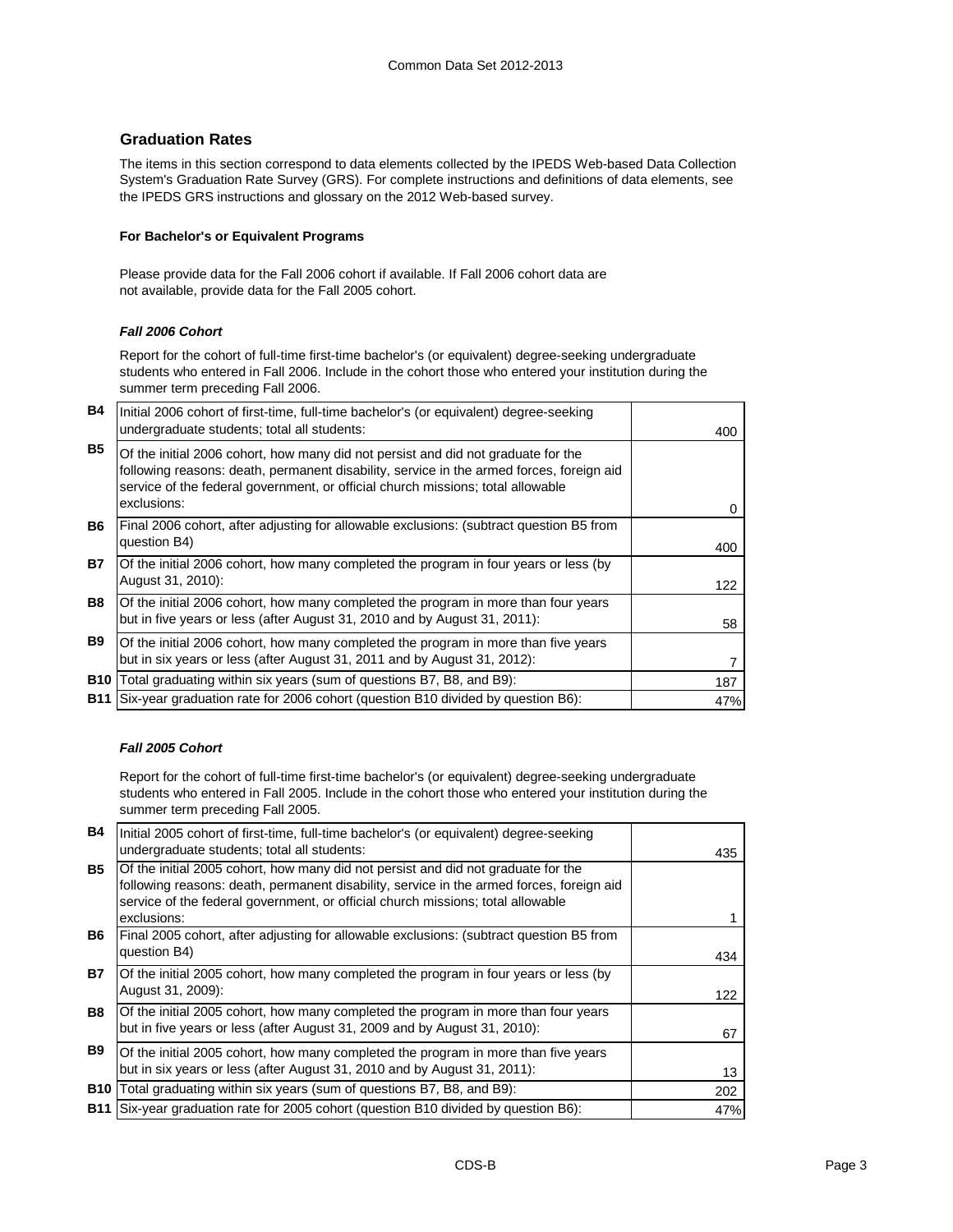## Graduation Rates

The items in this section correspond to data elements collected by the IPEDS Web-based Data Collection System's Graduation Rate Survey (GRS). For complete instructions and definitions of data elements, see the IPEDS GRS instructions and glossary on the 2012 Web-based survey.

**For Bachelor's or Equivalent Programs**

Please provide data for the Fall 2006 cohort if available. If Fall 2006 cohort data are not available, provide data for the Fall 2005 cohort.

***Fall 2006 Cohort***

Report for the cohort of full-time first-time bachelor's (or equivalent) degree-seeking undergraduate students who entered in Fall 2006. Include in the cohort those who entered your institution during the summer term preceding Fall 2006.

| | | |
|---|---|---|
| **B4** | Initial 2006 cohort of first-time, full-time bachelor's (or equivalent) degree-seeking undergraduate students; total all students: | 400 |
| **B5** | Of the initial 2006 cohort, how many did not persist and did not graduate for the following reasons: death, permanent disability, service in the armed forces, foreign aid service of the federal government, or official church missions; total allowable exclusions: | 0 |
| **B6** | Final 2006 cohort, after adjusting for allowable exclusions: (subtract question B5 from question B4) | 400 |
| **B7** | Of the initial 2006 cohort, how many completed the program in four years or less (by August 31, 2010): | 122 |
| **B8** | Of the initial 2006 cohort, how many completed the program in more than four years but in five years or less (after August 31, 2010 and by August 31, 2011): | 58 |
| **B9** | Of the initial 2006 cohort, how many completed the program in more than five years but in six years or less (after August 31, 2011 and by August 31, 2012): | 7 |
| **B10** | Total graduating within six years (sum of questions B7, B8, and B9): | 187 |
| **B11** | Six-year graduation rate for 2006 cohort (question B10 divided by question B6): | 47% |

***Fall 2005 Cohort***

Report for the cohort of full-time first-time bachelor's (or equivalent) degree-seeking undergraduate students who entered in Fall 2005. Include in the cohort those who entered your institution during the summer term preceding Fall 2005.

| | | |
|---|---|---|
| **B4** | Initial 2005 cohort of first-time, full-time bachelor's (or equivalent) degree-seeking undergraduate students; total all students: | 435 |
| **B5** | Of the initial 2005 cohort, how many did not persist and did not graduate for the following reasons: death, permanent disability, service in the armed forces, foreign aid service of the federal government, or official church missions; total allowable exclusions: | 1 |
| **B6** | Final 2005 cohort, after adjusting for allowable exclusions: (subtract question B5 from question B4) | 434 |
| **B7** | Of the initial 2005 cohort, how many completed the program in four years or less (by August 31, 2009): | 122 |
| **B8** | Of the initial 2005 cohort, how many completed the program in more than four years but in five years or less (after August 31, 2009 and by August 31, 2010): | 67 |
| **B9** | Of the initial 2005 cohort, how many completed the program in more than five years but in six years or less (after August 31, 2010 and by August 31, 2011): | 13 |
| **B10** | Total graduating within six years (sum of questions B7, B8, and B9): | 202 |
| **B11** | Six-year graduation rate for 2005 cohort (question B10 divided by question B6): | 47% |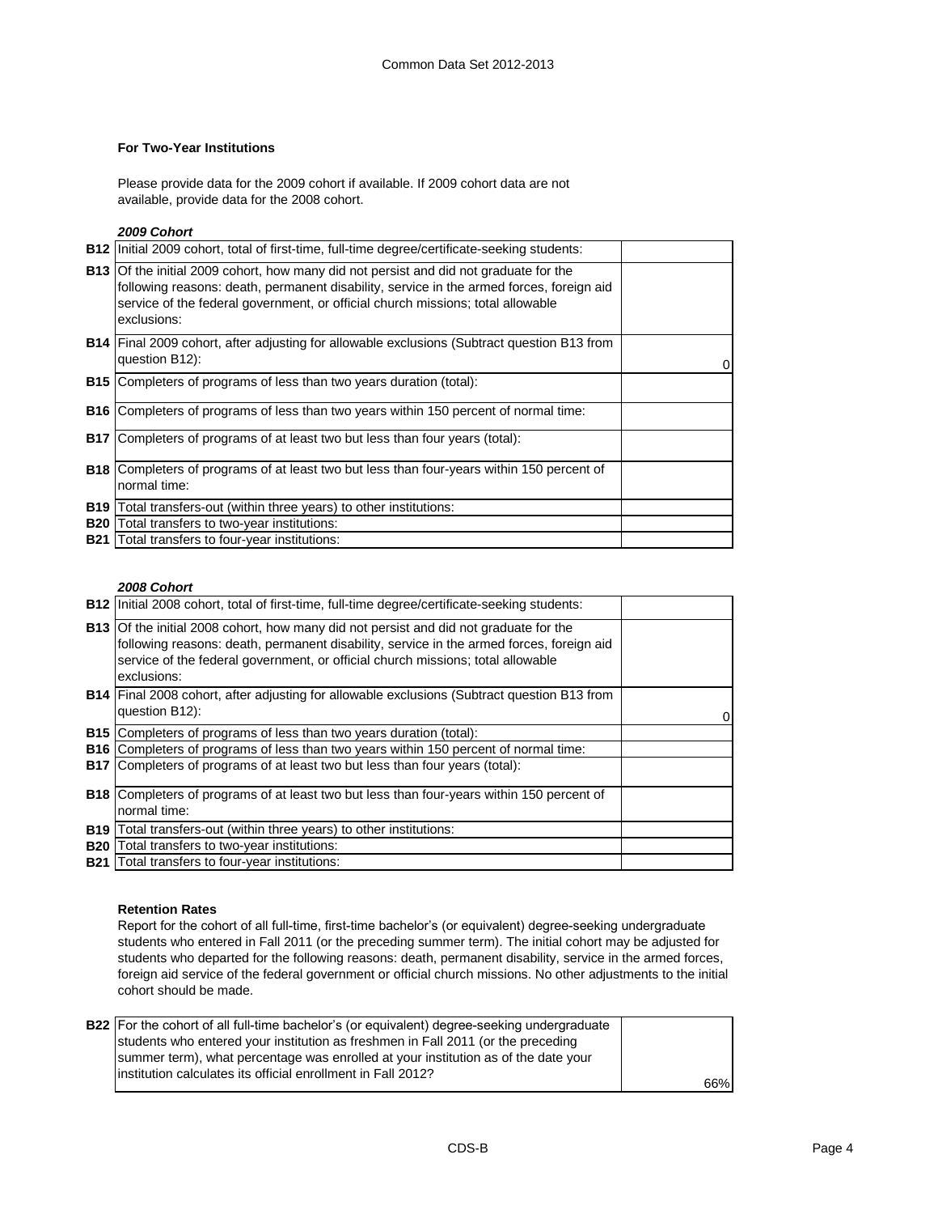### For Two-Year Institutions

Please provide data for the 2009 cohort if available. If 2009 cohort data are not available, provide data for the 2008 cohort.

*2009 Cohort*

| | | |
|---|---|---|
| **B12** | Initial 2009 cohort, total of first-time, full-time degree/certificate-seeking students: | |
| **B13** | Of the initial 2009 cohort, how many did not persist and did not graduate for the following reasons: death, permanent disability, service in the armed forces, foreign aid service of the federal government, or official church missions; total allowable exclusions: | |
| **B14** | Final 2009 cohort, after adjusting for allowable exclusions (Subtract question B13 from question B12): | 0 |
| **B15** | Completers of programs of less than two years duration (total): | |
| **B16** | Completers of programs of less than two years within 150 percent of normal time: | |
| **B17** | Completers of programs of at least two but less than four years (total): | |
| **B18** | Completers of programs of at least two but less than four-years within 150 percent of normal time: | |
| **B19** | Total transfers-out (within three years) to other institutions: | |
| **B20** | Total transfers to two-year institutions: | |
| **B21** | Total transfers to four-year institutions: | |

*2008 Cohort*

| | | |
|---|---|---|
| **B12** | Initial 2008 cohort, total of first-time, full-time degree/certificate-seeking students: | |
| **B13** | Of the initial 2008 cohort, how many did not persist and did not graduate for the following reasons: death, permanent disability, service in the armed forces, foreign aid service of the federal government, or official church missions; total allowable exclusions: | |
| **B14** | Final 2008 cohort, after adjusting for allowable exclusions (Subtract question B13 from question B12): | 0 |
| **B15** | Completers of programs of less than two years duration (total): | |
| **B16** | Completers of programs of less than two years within 150 percent of normal time: | |
| **B17** | Completers of programs of at least two but less than four years (total): | |
| **B18** | Completers of programs of at least two but less than four-years within 150 percent of normal time: | |
| **B19** | Total transfers-out (within three years) to other institutions: | |
| **B20** | Total transfers to two-year institutions: | |
| **B21** | Total transfers to four-year institutions: | |

### Retention Rates

Report for the cohort of all full-time, first-time bachelor's (or equivalent) degree-seeking undergraduate students who entered in Fall 2011 (or the preceding summer term). The initial cohort may be adjusted for students who departed for the following reasons: death, permanent disability, service in the armed forces, foreign aid service of the federal government or official church missions. No other adjustments to the initial cohort should be made.

| | | |
|---|---|---|
| **B22** | For the cohort of all full-time bachelor's (or equivalent) degree-seeking undergraduate students who entered your institution as freshmen in Fall 2011 (or the preceding summer term), what percentage was enrolled at your institution as of the date your institution calculates its official enrollment in Fall 2012? | 66% |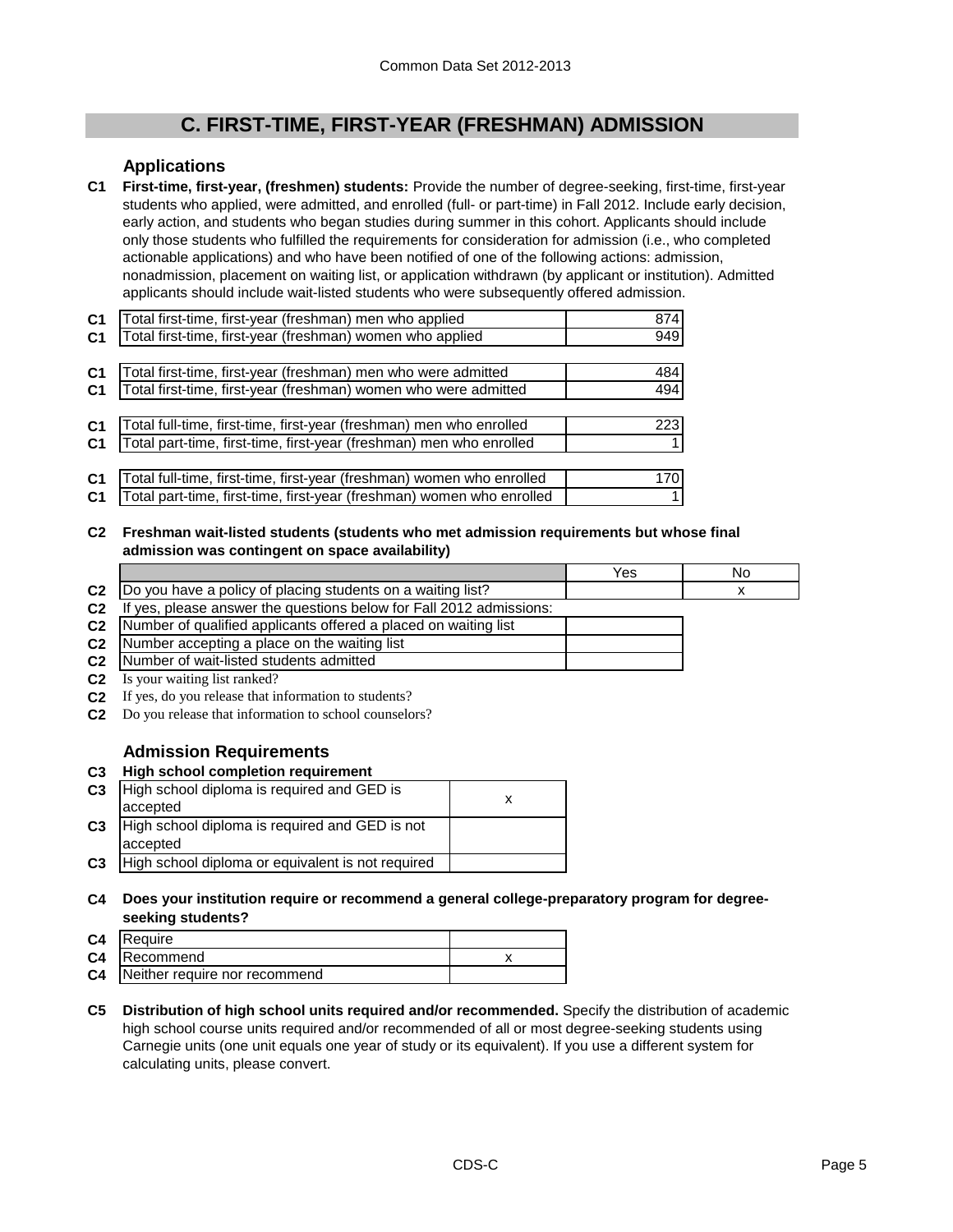## C. FIRST-TIME, FIRST-YEAR (FRESHMAN) ADMISSION

### Applications

**C1 First-time, first-year, (freshmen) students:** Provide the number of degree-seeking, first-time, first-year students who applied, were admitted, and enrolled (full- or part-time) in Fall 2012. Include early decision, early action, and students who began studies during summer in this cohort. Applicants should include only those students who fulfilled the requirements for consideration for admission (i.e., who completed actionable applications) and who have been notified of one of the following actions: admission, nonadmission, placement on waiting list, or application withdrawn (by applicant or institution). Admitted applicants should include wait-listed students who were subsequently offered admission.

| | | |
|---|---|---|
| C1 | Total first-time, first-year (freshman) men who applied | 874 |
| C1 | Total first-time, first-year (freshman) women who applied | 949 |
| C1 | Total first-time, first-year (freshman) men who were admitted | 484 |
| C1 | Total first-time, first-year (freshman) women who were admitted | 494 |
| C1 | Total full-time, first-time, first-year (freshman) men who enrolled | 223 |
| C1 | Total part-time, first-time, first-year (freshman) men who enrolled | 1 |
| C1 | Total full-time, first-time, first-year (freshman) women who enrolled | 170 |
| C1 | Total part-time, first-time, first-year (freshman) women who enrolled | 1 |

**C2 Freshman wait-listed students (students who met admission requirements but whose final admission was contingent on space availability)**

| | | Yes | No |
|---|---|---|---|
| C2 | Do you have a policy of placing students on a waiting list? | | x |
| C2 | If yes, please answer the questions below for Fall 2012 admissions: | | |
| C2 | Number of qualified applicants offered a placed on waiting list | | |
| C2 | Number accepting a place on the waiting list | | |
| C2 | Number of wait-listed students admitted | | |

C2 Is your waiting list ranked?

C2 If yes, do you release that information to students?

C2 Do you release that information to school counselors?

### Admission Requirements

**C3 High school completion requirement**

| | | |
|---|---|---|
| C3 | High school diploma is required and GED is accepted | x |
| C3 | High school diploma is required and GED is not accepted | |
| C3 | High school diploma or equivalent is not required | |

**C4 Does your institution require or recommend a general college-preparatory program for degree-seeking students?**

| | | |
|---|---|---|
| C4 | Require | |
| C4 | Recommend | x |
| C4 | Neither require nor recommend | |

**C5 Distribution of high school units required and/or recommended.** Specify the distribution of academic high school course units required and/or recommended of all or most degree-seeking students using Carnegie units (one unit equals one year of study or its equivalent). If you use a different system for calculating units, please convert.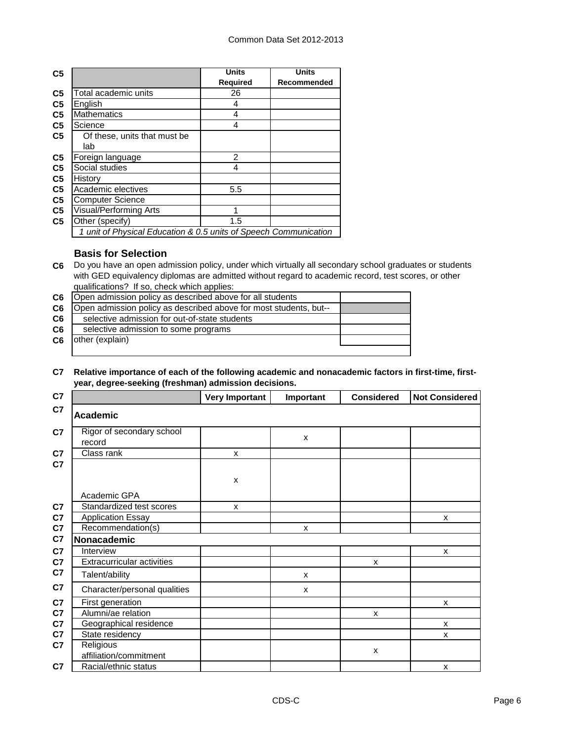| C5 | | Units Required | Units Recommended |
|---|---|---|---|
| C5 | Total academic units | 26 | |
| C5 | English | 4 | |
| C5 | Mathematics | 4 | |
| C5 | Science | 4 | |
| C5 | Of these, units that must be lab | | |
| C5 | Foreign language | 2 | |
| C5 | Social studies | 4 | |
| C5 | History | | |
| C5 | Academic electives | 5.5 | |
| C5 | Computer Science | | |
| C5 | Visual/Performing Arts | 1 | |
| C5 | Other (specify) | 1.5 | |
| | *1 unit of Physical Education & 0.5 units of Speech Communication* | | |

### Basis for Selection

**C6** Do you have an open admission policy, under which virtually all secondary school graduates or students with GED equivalency diplomas are admitted without regard to academic record, test scores, or other qualifications? If so, check which applies:

| | | |
|---|---|---|
| C6 | Open admission policy as described above for all students | |
| C6 | Open admission policy as described above for most students, but-- | |
| C6 | selective admission for out-of-state students | |
| C6 | selective admission to some programs | |
| C6 | other (explain) | |

**C7 Relative importance of each of the following academic and nonacademic factors in first-time, first-year, degree-seeking (freshman) admission decisions.**

| C7 | | Very Important | Important | Considered | Not Considered |
|---|---|---|---|---|---|
| C7 | **Academic** | | | | |
| C7 | Rigor of secondary school record | | x | | |
| C7 | Class rank | x | | | |
| C7 | Academic GPA | x | | | |
| C7 | Standardized test scores | x | | | |
| C7 | Application Essay | | | | x |
| C7 | Recommendation(s) | | x | | |
| C7 | **Nonacademic** | | | | |
| C7 | Interview | | | | x |
| C7 | Extracurricular activities | | | x | |
| C7 | Talent/ability | | x | | |
| C7 | Character/personal qualities | | x | | |
| C7 | First generation | | | | x |
| C7 | Alumni/ae relation | | | x | |
| C7 | Geographical residence | | | | x |
| C7 | State residency | | | | x |
| C7 | Religious affiliation/commitment | | | x | |
| C7 | Racial/ethnic status | | | | x |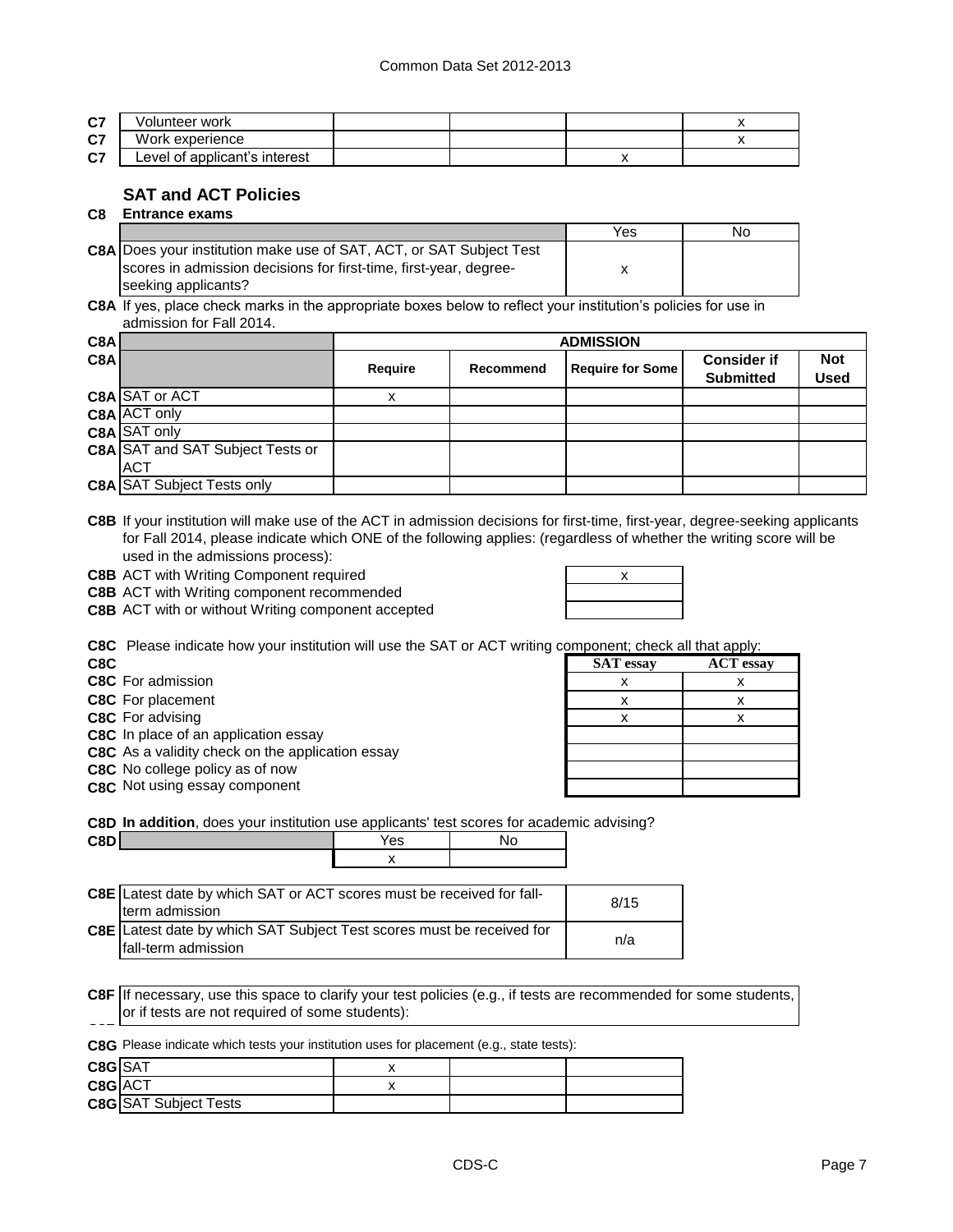| | | | | | |
|---|---|---|---|---|---|
| C7 | Volunteer work | | | | x |
| C7 | Work experience | | | | x |
| C7 | Level of applicant's interest | | | x | |

## SAT and ACT Policies

**C8 Entrance exams**

| | | Yes | No |
|---|---|---|---|
| C8A | Does your institution make use of SAT, ACT, or SAT Subject Test scores in admission decisions for first-time, first-year, degree-seeking applicants? | x | |

**C8A** If yes, place check marks in the appropriate boxes below to reflect your institution's policies for use in admission for Fall 2014.

| C8A | | ADMISSION | | | | |
|---|---|---|---|---|---|---|
| C8A | | Require | Recommend | Require for Some | Consider if Submitted | Not Used |
| C8A | SAT or ACT | x | | | | |
| C8A | ACT only | | | | | |
| C8A | SAT only | | | | | |
| C8A | SAT and SAT Subject Tests or ACT | | | | | |
| C8A | SAT Subject Tests only | | | | | |

**C8B** If your institution will make use of the ACT in admission decisions for first-time, first-year, degree-seeking applicants for Fall 2014, please indicate which ONE of the following applies: (regardless of whether the writing score will be used in the admissions process):

| | | |
|---|---|---|
| C8B | ACT with Writing Component required | x |
| C8B | ACT with Writing component recommended | |
| C8B | ACT with or without Writing component accepted | |

**C8C** Please indicate how your institution will use the SAT or ACT writing component; check all that apply:

| C8C | | SAT essay | ACT essay |
|---|---|---|---|
| C8C | For admission | x | x |
| C8C | For placement | x | x |
| C8C | For advising | x | x |
| C8C | In place of an application essay | | |
| C8C | As a validity check on the application essay | | |
| C8C | No college policy as of now | | |
| C8C | Not using essay component | | |

**C8D In addition**, does your institution use applicants' test scores for academic advising?

| C8D | Yes | No |
|---|---|---|
| | x | |

| | | |
|---|---|---|
| C8E | Latest date by which SAT or ACT scores must be received for fall-term admission | 8/15 |
| C8E | Latest date by which SAT Subject Test scores must be received for fall-term admission | n/a |

**C8F** If necessary, use this space to clarify your test policies (e.g., if tests are recommended for some students, or if tests are not required of some students):

**C8G** Please indicate which tests your institution uses for placement (e.g., state tests):

| | | | | |
|---|---|---|---|---|
| C8G | SAT | x | | |
| C8G | ACT | x | | |
| C8G | SAT Subject Tests | | | |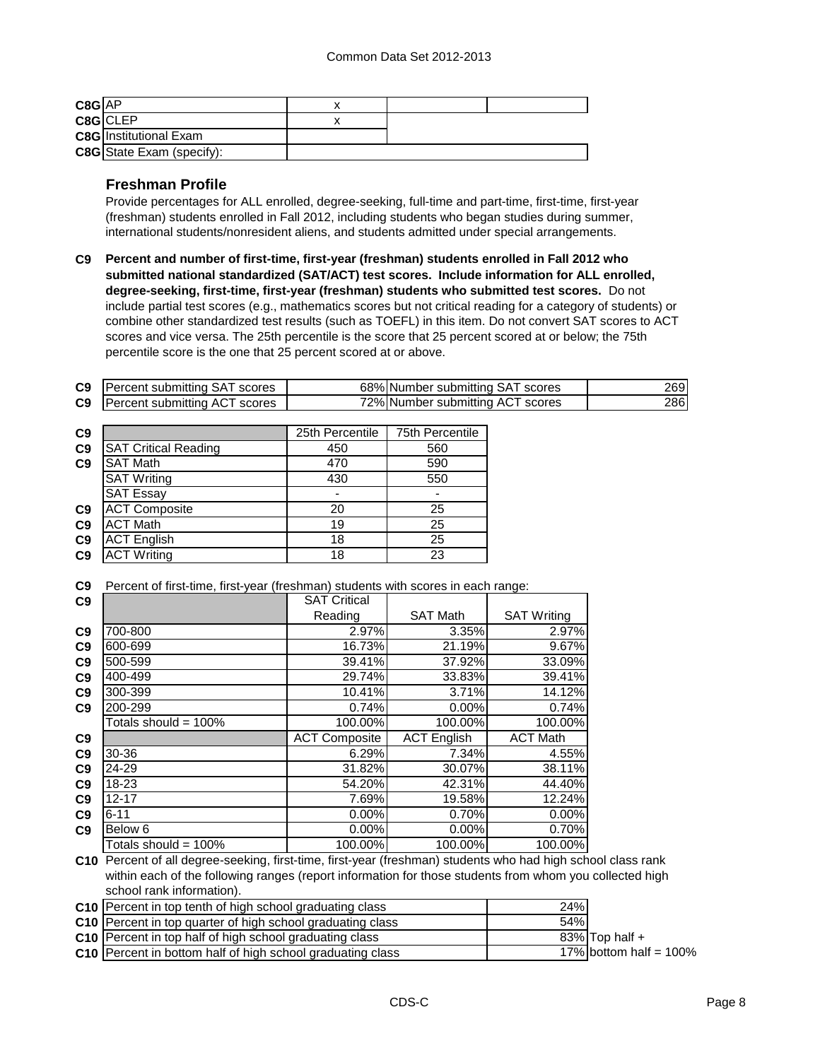| | | | | |
|---|---|---|---|---|
| C8G | AP | x | | |
| C8G | CLEP | x | | |
| C8G | Institutional Exam | | | |
| C8G | State Exam (specify): | | | |

## Freshman Profile

Provide percentages for ALL enrolled, degree-seeking, full-time and part-time, first-time, first-year (freshman) students enrolled in Fall 2012, including students who began studies during summer, international students/nonresident aliens, and students admitted under special arrangements.

**C9 Percent and number of first-time, first-year (freshman) students enrolled in Fall 2012 who submitted national standardized (SAT/ACT) test scores. Include information for ALL enrolled, degree-seeking, first-time, first-year (freshman) students who submitted test scores.** Do not include partial test scores (e.g., mathematics scores but not critical reading for a category of students) or combine other standardized test results (such as TOEFL) in this item. Do not convert SAT scores to ACT scores and vice versa. The 25th percentile is the score that 25 percent scored at or below; the 75th percentile score is the one that 25 percent scored at or above.

| | | | | |
|---|---|---|---|---|
| C9 | Percent submitting SAT scores | 68% | Number submitting SAT scores | 269 |
| C9 | Percent submitting ACT scores | 72% | Number submitting ACT scores | 286 |

| | | 25th Percentile | 75th Percentile |
|---|---|---|---|
| C9 | SAT Critical Reading | 450 | 560 |
| C9 | SAT Math | 470 | 590 |
| | SAT Writing | 430 | 550 |
| | SAT Essay | - | - |
| C9 | ACT Composite | 20 | 25 |
| C9 | ACT Math | 19 | 25 |
| C9 | ACT English | 18 | 25 |
| C9 | ACT Writing | 18 | 23 |

**C9** Percent of first-time, first-year (freshman) students with scores in each range:

| | | SAT Critical Reading | SAT Math | SAT Writing |
|---|---|---|---|---|
| C9 | 700-800 | 2.97% | 3.35% | 2.97% |
| C9 | 600-699 | 16.73% | 21.19% | 9.67% |
| C9 | 500-599 | 39.41% | 37.92% | 33.09% |
| C9 | 400-499 | 29.74% | 33.83% | 39.41% |
| C9 | 300-399 | 10.41% | 3.71% | 14.12% |
| C9 | 200-299 | 0.74% | 0.00% | 0.74% |
| | Totals should = 100% | 100.00% | 100.00% | 100.00% |
| C9 | | ACT Composite | ACT English | ACT Math |
| C9 | 30-36 | 6.29% | 7.34% | 4.55% |
| C9 | 24-29 | 31.82% | 30.07% | 38.11% |
| C9 | 18-23 | 54.20% | 42.31% | 44.40% |
| C9 | 12-17 | 7.69% | 19.58% | 12.24% |
| C9 | 6-11 | 0.00% | 0.70% | 0.00% |
| C9 | Below 6 | 0.00% | 0.00% | 0.70% |
| | Totals should = 100% | 100.00% | 100.00% | 100.00% |

**C10** Percent of all degree-seeking, first-time, first-year (freshman) students who had high school class rank within each of the following ranges (report information for those students from whom you collected high school rank information).

| | | | |
|---|---|---|---|
| C10 | Percent in top tenth of high school graduating class | 24% | |
| C10 | Percent in top quarter of high school graduating class | 54% | |
| C10 | Percent in top half of high school graduating class | 83% | Top half + |
| C10 | Percent in bottom half of high school graduating class | 17% | bottom half = 100% |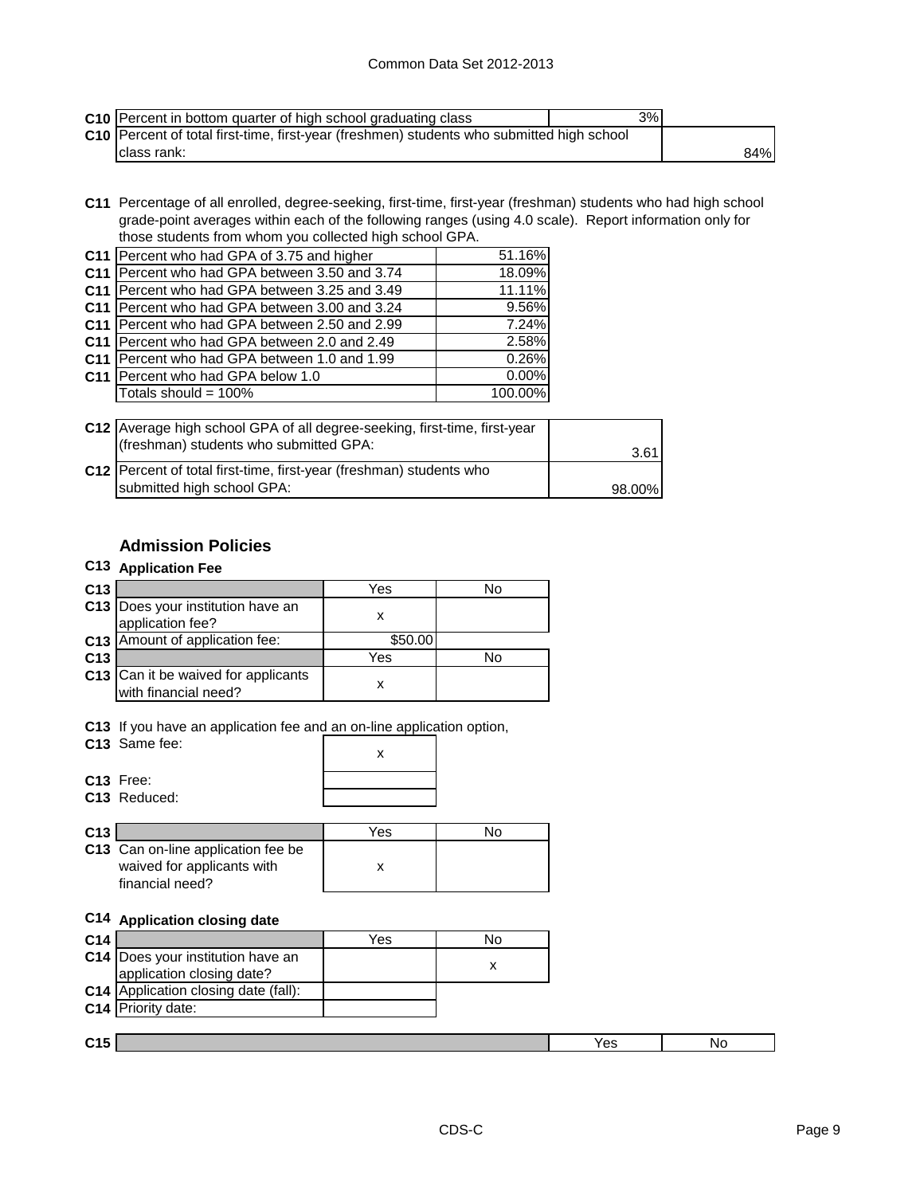| | | | |
|---|---|---|---|
| C10 | Percent in bottom quarter of high school graduating class | 3% | |
| C10 | Percent of total first-time, first-year (freshmen) students who submitted high school class rank: | | 84% |

**C11** Percentage of all enrolled, degree-seeking, first-time, first-year (freshman) students who had high school grade-point averages within each of the following ranges (using 4.0 scale). Report information only for those students from whom you collected high school GPA.

| | | |
|---|---|---|
| C11 | Percent who had GPA of 3.75 and higher | 51.16% |
| C11 | Percent who had GPA between 3.50 and 3.74 | 18.09% |
| C11 | Percent who had GPA between 3.25 and 3.49 | 11.11% |
| C11 | Percent who had GPA between 3.00 and 3.24 | 9.56% |
| C11 | Percent who had GPA between 2.50 and 2.99 | 7.24% |
| C11 | Percent who had GPA between 2.0 and 2.49 | 2.58% |
| C11 | Percent who had GPA between 1.0 and 1.99 | 0.26% |
| C11 | Percent who had GPA below 1.0 | 0.00% |
| | Totals should = 100% | 100.00% |

| | | |
|---|---|---|
| C12 | Average high school GPA of all degree-seeking, first-time, first-year (freshman) students who submitted GPA: | 3.61 |
| C12 | Percent of total first-time, first-year (freshman) students who submitted high school GPA: | 98.00% |

## Admission Policies

### C13 Application Fee

| C13 | | Yes | No |
|---|---|---|---|
| C13 | Does your institution have an application fee? | x | |
| C13 | Amount of application fee: | $50.00 | |
| C13 | | Yes | No |
| C13 | Can it be waived for applicants with financial need? | x | |

**C13** If you have an application fee and an on-line application option,

| | | |
|---|---|---|
| C13 | Same fee: | x |
| C13 | Free: | |
| C13 | Reduced: | |

| C13 | | Yes | No |
|---|---|---|---|
| C13 | Can on-line application fee be waived for applicants with financial need? | x | |

### C14 Application closing date

| C14 | | Yes | No |
|---|---|---|---|
| C14 | Does your institution have an application closing date? | | x |
| C14 | Application closing date (fall): | | |
| C14 | Priority date: | | |

| C15 | | Yes | No |
|---|---|---|---|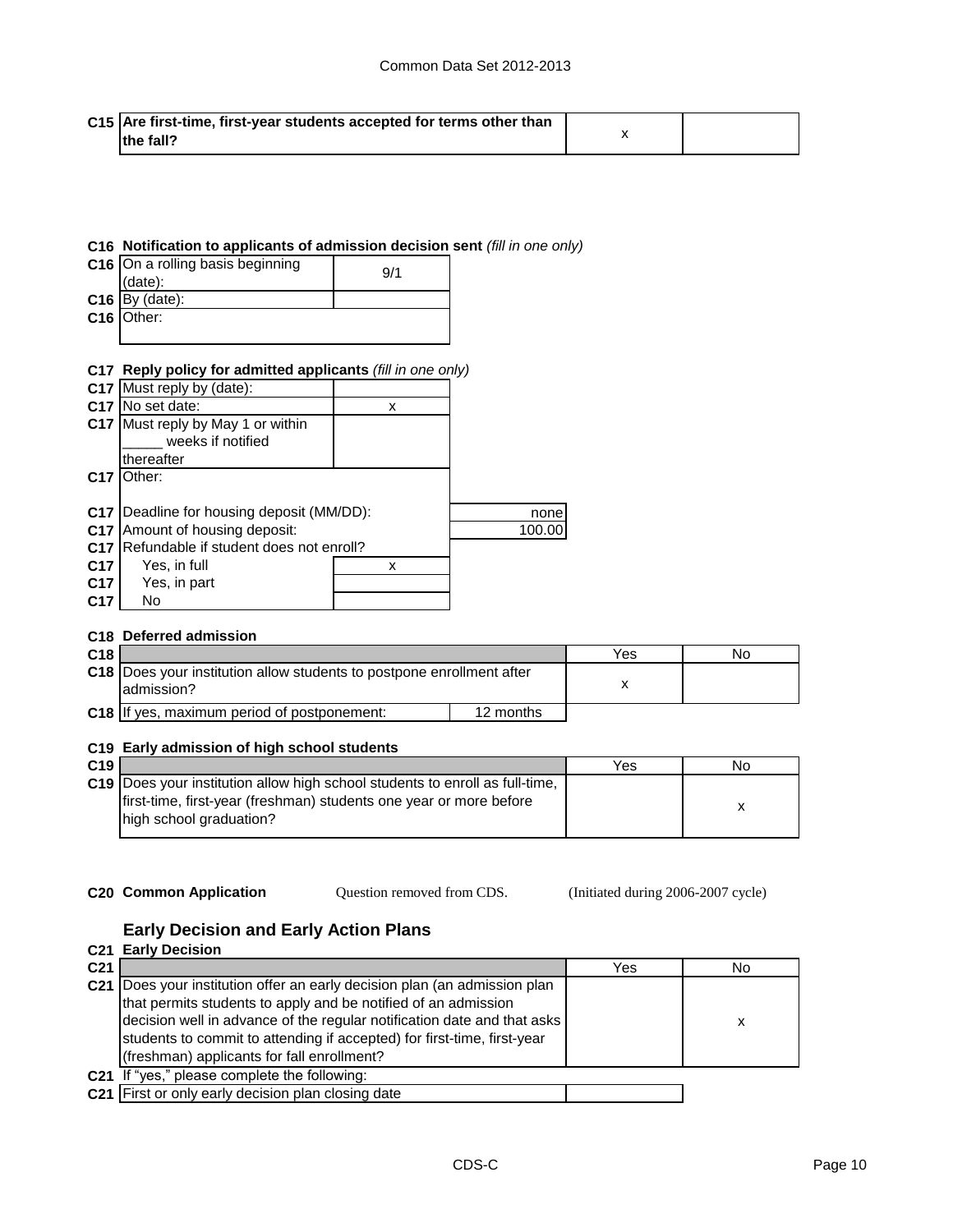| | | | |
|---|---|---|---|
| C15 | **Are first-time, first-year students accepted for terms other than the fall?** | x | |

**C16 Notification to applicants of admission decision sent** *(fill in one only)*

| | | |
|---|---|---|
| C16 | On a rolling basis beginning (date): | 9/1 |
| C16 | By (date): | |
| C16 | Other: | |

**C17 Reply policy for admitted applicants** *(fill in one only)*

| | | | |
|---|---|---|---|
| C17 | Must reply by (date): | | |
| C17 | No set date: | x | |
| C17 | Must reply by May 1 or within _____ weeks if notified thereafter | | |
| C17 | Other: | | |
| C17 | Deadline for housing deposit (MM/DD): | | none |
| C17 | Amount of housing deposit: | | 100.00 |
| C17 | Refundable if student does not enroll? | | |
| C17 | Yes, in full | x | |
| C17 | Yes, in part | | |
| C17 | No | | |

**C18 Deferred admission**

| | | | Yes | No |
|---|---|---|---|---|
| C18 | Does your institution allow students to postpone enrollment after admission? | | x | |
| C18 | If yes, maximum period of postponement: | 12 months | | |

**C19 Early admission of high school students**

| | | Yes | No |
|---|---|---|---|
| C19 | Does your institution allow high school students to enroll as full-time, first-time, first-year (freshman) students one year or more before high school graduation? | | x |

**C20 Common Application** Question removed from CDS. (Initiated during 2006-2007 cycle)

## Early Decision and Early Action Plans

**C21 Early Decision**

| | | Yes | No |
|---|---|---|---|
| C21 | Does your institution offer an early decision plan (an admission plan that permits students to apply and be notified of an admission decision well in advance of the regular notification date and that asks students to commit to attending if accepted) for first-time, first-year (freshman) applicants for fall enrollment? | | x |
| C21 | If "yes," please complete the following: | | |
| C21 | First or only early decision plan closing date | | |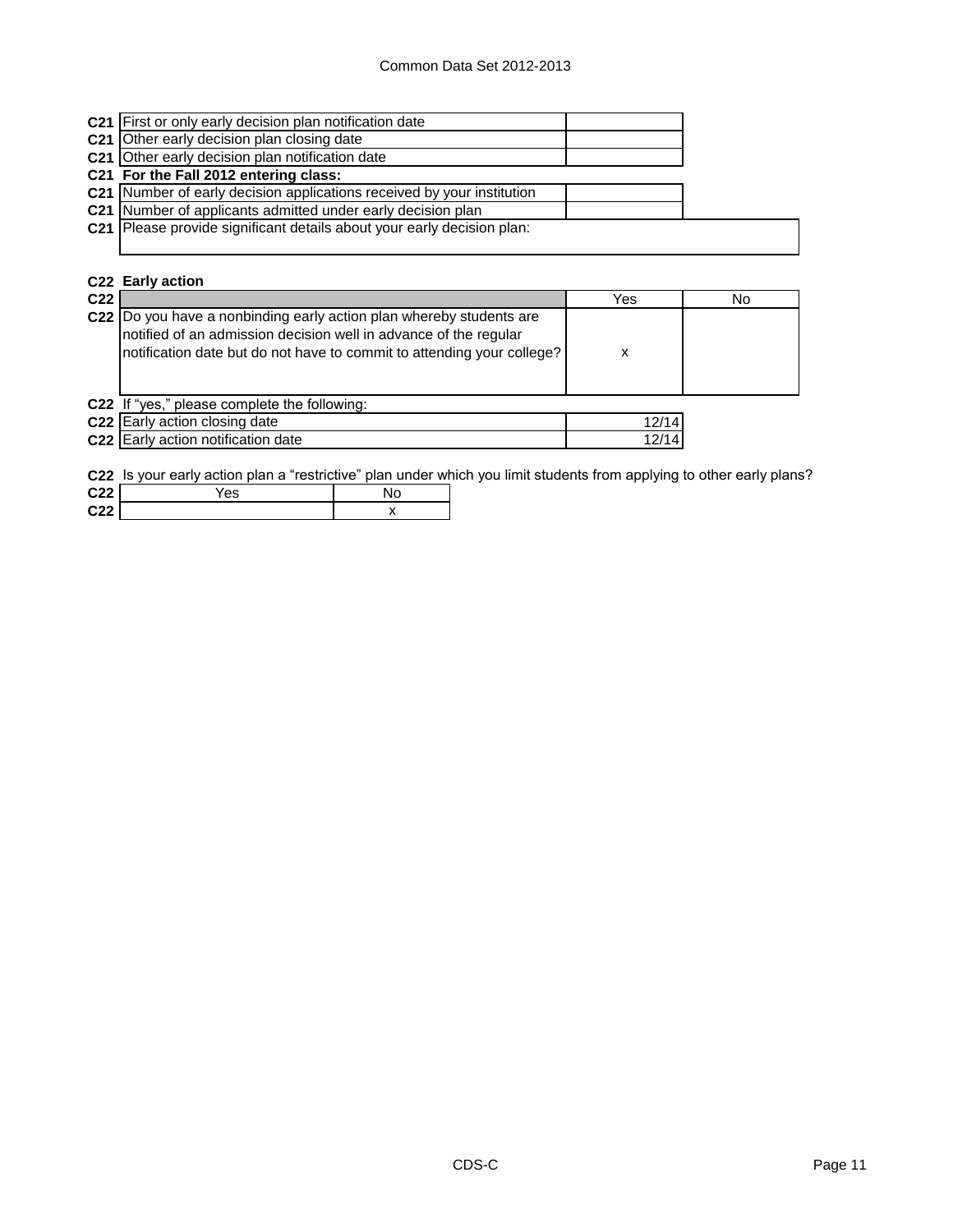| | | |
|---|---|---|
| C21 | First or only early decision plan notification date | |
| C21 | Other early decision plan closing date | |
| C21 | Other early decision plan notification date | |

**C21 For the Fall 2012 entering class:**

| | | |
|---|---|---|
| C21 | Number of early decision applications received by your institution | |
| C21 | Number of applicants admitted under early decision plan | |
| C21 | Please provide significant details about your early decision plan: | |

## C22 Early action

| | | Yes | No |
|---|---|---|---|
| C22 | Do you have a nonbinding early action plan whereby students are notified of an admission decision well in advance of the regular notification date but do not have to commit to attending your college? | x | |

C22 If "yes," please complete the following:

| | | |
|---|---|---|
| C22 | Early action closing date | 12/14 |
| C22 | Early action notification date | 12/14 |

C22 Is your early action plan a "restrictive" plan under which you limit students from applying to other early plans?

| | Yes | No |
|---|---|---|
| C22 | | x |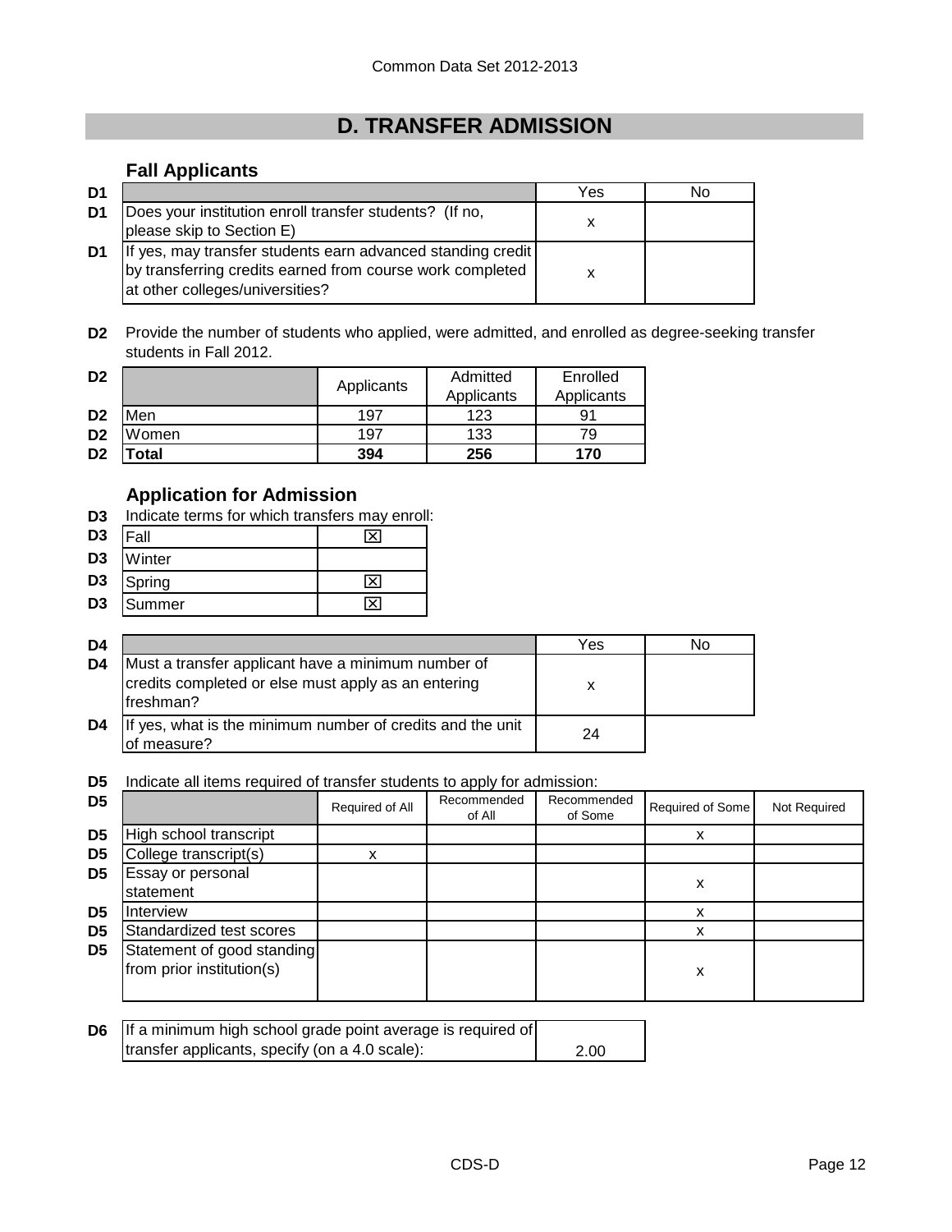# D. TRANSFER ADMISSION

## Fall Applicants

| | | Yes | No |
|---|---|---|---|
| D1 | Does your institution enroll transfer students? (If no, please skip to Section E) | x | |
| D1 | If yes, may transfer students earn advanced standing credit by transferring credits earned from course work completed at other colleges/universities? | x | |

**D2** Provide the number of students who applied, were admitted, and enrolled as degree-seeking transfer students in Fall 2012.

| | | Applicants | Admitted Applicants | Enrolled Applicants |
|---|---|---|---|---|
| D2 | Men | 197 | 123 | 91 |
| D2 | Women | 197 | 133 | 79 |
| D2 | **Total** | **394** | **256** | **170** |

## Application for Admission

**D3** Indicate terms for which transfers may enroll:

| | | |
|---|---|---|
| D3 | Fall | ☒ |
| D3 | Winter | |
| D3 | Spring | ☒ |
| D3 | Summer | ☒ |

| | | Yes | No |
|---|---|---|---|
| D4 | Must a transfer applicant have a minimum number of credits completed or else must apply as an entering freshman? | x | |
| D4 | If yes, what is the minimum number of credits and the unit of measure? | 24 | |

**D5** Indicate all items required of transfer students to apply for admission:

| | | Required of All | Recommended of All | Recommended of Some | Required of Some | Not Required |
|---|---|---|---|---|---|---|
| D5 | High school transcript | | | | x | |
| D5 | College transcript(s) | x | | | | |
| D5 | Essay or personal statement | | | | x | |
| D5 | Interview | | | | x | |
| D5 | Standardized test scores | | | | x | |
| D5 | Statement of good standing from prior institution(s) | | | | x | |

| | | |
|---|---|---|
| D6 | If a minimum high school grade point average is required of transfer applicants, specify (on a 4.0 scale): | 2.00 |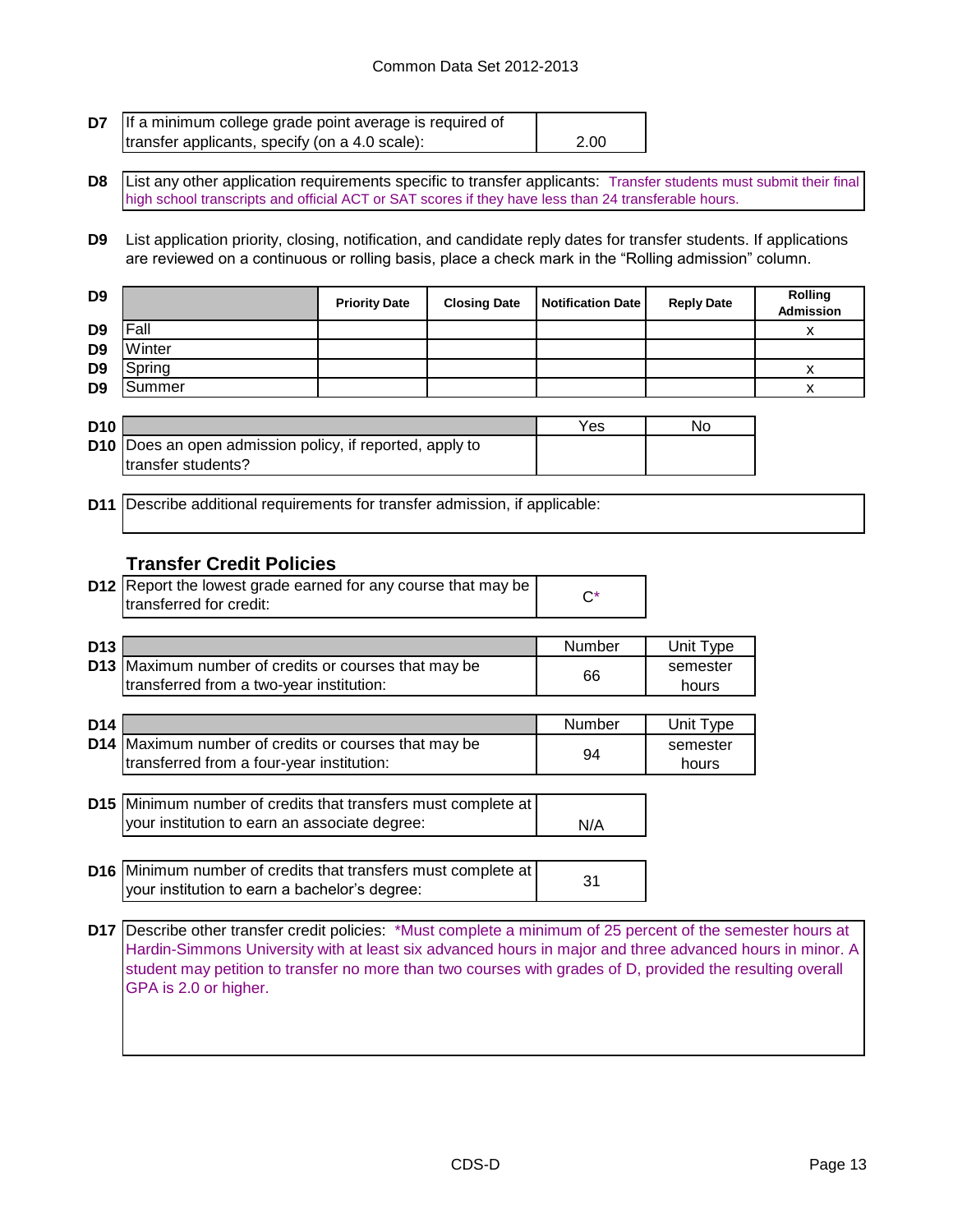| | | |
|---|---|---|
| D7 | If a minimum college grade point average is required of transfer applicants, specify (on a 4.0 scale): | 2.00 |

**D8** List any other application requirements specific to transfer applicants: Transfer students must submit their final high school transcripts and official ACT or SAT scores if they have less than 24 transferable hours.

**D9** List application priority, closing, notification, and candidate reply dates for transfer students. If applications are reviewed on a continuous or rolling basis, place a check mark in the "Rolling admission" column.

| D9 | | Priority Date | Closing Date | Notification Date | Reply Date | Rolling Admission |
|---|---|---|---|---|---|---|
| D9 | Fall | | | | | x |
| D9 | Winter | | | | | |
| D9 | Spring | | | | | x |
| D9 | Summer | | | | | x |

| D10 | | Yes | No |
|---|---|---|---|
| D10 | Does an open admission policy, if reported, apply to transfer students? | | |

**D11** Describe additional requirements for transfer admission, if applicable:

### Transfer Credit Policies

| | | |
|---|---|---|
| D12 | Report the lowest grade earned for any course that may be transferred for credit: | C* |

| D13 | | Number | Unit Type |
|---|---|---|---|
| D13 | Maximum number of credits or courses that may be transferred from a two-year institution: | 66 | semester hours |

| D14 | | Number | Unit Type |
|---|---|---|---|
| D14 | Maximum number of credits or courses that may be transferred from a four-year institution: | 94 | semester hours |

| | | |
|---|---|---|
| D15 | Minimum number of credits that transfers must complete at your institution to earn an associate degree: | N/A |
| D16 | Minimum number of credits that transfers must complete at your institution to earn a bachelor's degree: | 31 |

**D17** Describe other transfer credit policies: *Must complete a minimum of 25 percent of the semester hours at Hardin-Simmons University with at least six advanced hours in major and three advanced hours in minor. A student may petition to transfer no more than two courses with grades of D, provided the resulting overall GPA is 2.0 or higher.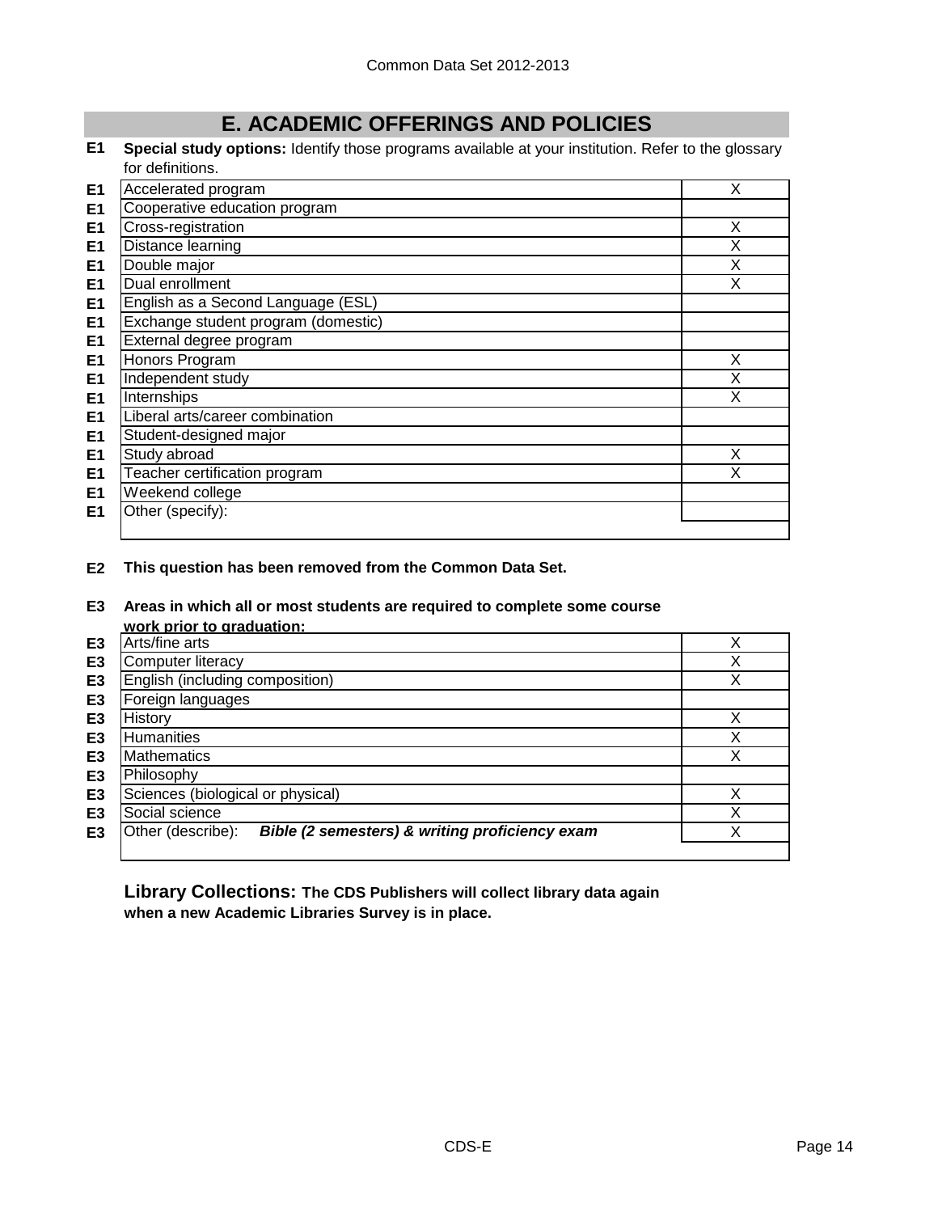# E. ACADEMIC OFFERINGS AND POLICIES

**E1** **Special study options:** Identify those programs available at your institution. Refer to the glossary for definitions.

| | | |
|---|---|---|
| E1 | Accelerated program | X |
| E1 | Cooperative education program | |
| E1 | Cross-registration | X |
| E1 | Distance learning | X |
| E1 | Double major | X |
| E1 | Dual enrollment | X |
| E1 | English as a Second Language (ESL) | |
| E1 | Exchange student program (domestic) | |
| E1 | External degree program | |
| E1 | Honors Program | X |
| E1 | Independent study | X |
| E1 | Internships | X |
| E1 | Liberal arts/career combination | |
| E1 | Student-designed major | |
| E1 | Study abroad | X |
| E1 | Teacher certification program | X |
| E1 | Weekend college | |
| E1 | Other (specify): | |

**E2** **This question has been removed from the Common Data Set.**

**E3** **Areas in which all or most students are required to complete some course work prior to graduation:**

| | | |
|---|---|---|
| E3 | Arts/fine arts | X |
| E3 | Computer literacy | X |
| E3 | English (including composition) | X |
| E3 | Foreign languages | |
| E3 | History | X |
| E3 | Humanities | X |
| E3 | Mathematics | X |
| E3 | Philosophy | |
| E3 | Sciences (biological or physical) | X |
| E3 | Social science | X |
| E3 | Other (describe): ***Bible (2 semesters) & writing proficiency exam*** | X |

**Library Collections: The CDS Publishers will collect library data again when a new Academic Libraries Survey is in place.**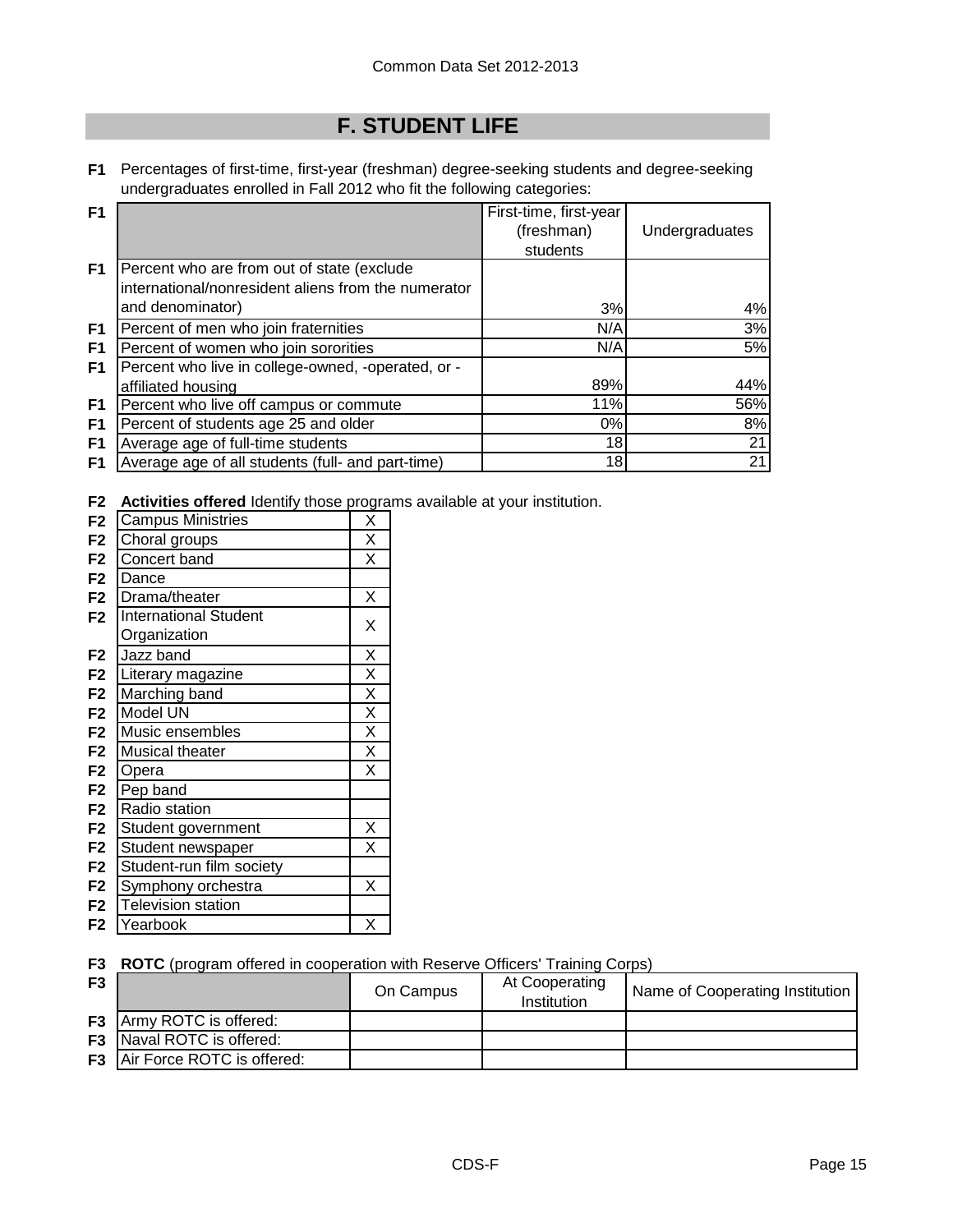# F. STUDENT LIFE

**F1** Percentages of first-time, first-year (freshman) degree-seeking students and degree-seeking undergraduates enrolled in Fall 2012 who fit the following categories:

| | | First-time, first-year (freshman) students | Undergraduates |
|---|---|---|---|
| F1 | Percent who are from out of state (exclude international/nonresident aliens from the numerator and denominator) | 3% | 4% |
| F1 | Percent of men who join fraternities | N/A | 3% |
| F1 | Percent of women who join sororities | N/A | 5% |
| F1 | Percent who live in college-owned, -operated, or -affiliated housing | 89% | 44% |
| F1 | Percent who live off campus or commute | 11% | 56% |
| F1 | Percent of students age 25 and older | 0% | 8% |
| F1 | Average age of full-time students | 18 | 21 |
| F1 | Average age of all students (full- and part-time) | 18 | 21 |

**F2** **Activities offered** Identify those programs available at your institution.

| | Activity | |
|---|---|---|
| F2 | Campus Ministries | X |
| F2 | Choral groups | X |
| F2 | Concert band | X |
| F2 | Dance | |
| F2 | Drama/theater | X |
| F2 | International Student Organization | X |
| F2 | Jazz band | X |
| F2 | Literary magazine | X |
| F2 | Marching band | X |
| F2 | Model UN | X |
| F2 | Music ensembles | X |
| F2 | Musical theater | X |
| F2 | Opera | X |
| F2 | Pep band | |
| F2 | Radio station | |
| F2 | Student government | X |
| F2 | Student newspaper | X |
| F2 | Student-run film society | |
| F2 | Symphony orchestra | X |
| F2 | Television station | |
| F2 | Yearbook | X |

**F3** **ROTC** (program offered in cooperation with Reserve Officers' Training Corps)

| | | On Campus | At Cooperating Institution | Name of Cooperating Institution |
|---|---|---|---|---|
| F3 | Army ROTC is offered: | | | |
| F3 | Naval ROTC is offered: | | | |
| F3 | Air Force ROTC is offered: | | | |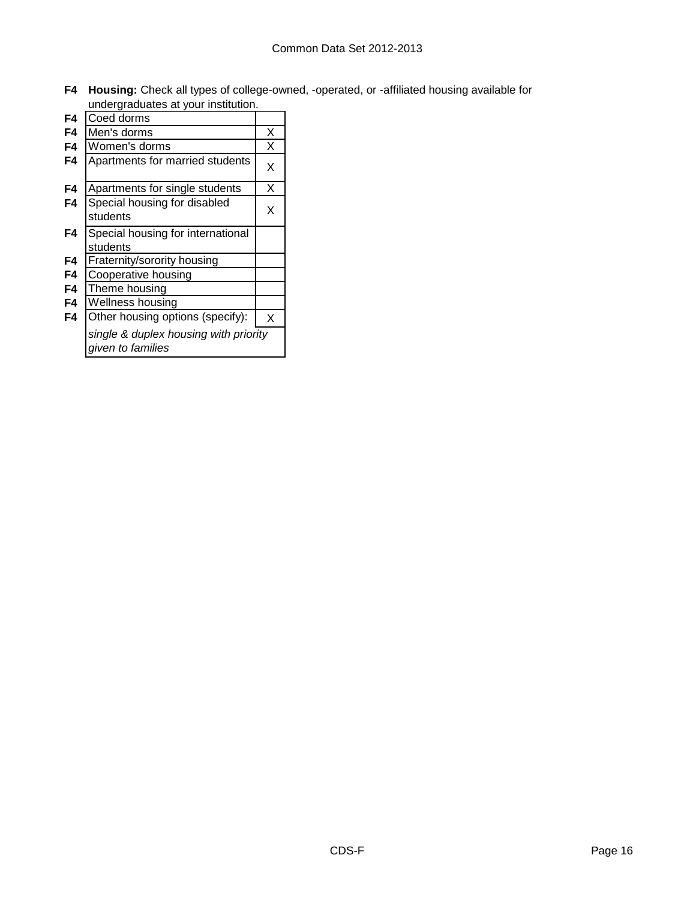**F4 Housing:** Check all types of college-owned, -operated, or -affiliated housing available for undergraduates at your institution.

| | Housing type | |
|---|---|---|
| F4 | Coed dorms | |
| F4 | Men's dorms | X |
| F4 | Women's dorms | X |
| F4 | Apartments for married students | X |
| F4 | Apartments for single students | X |
| F4 | Special housing for disabled students | X |
| F4 | Special housing for international students | |
| F4 | Fraternity/sorority housing | |
| F4 | Cooperative housing | |
| F4 | Theme housing | |
| F4 | Wellness housing | |
| F4 | Other housing options (specify): | X |
| | *single & duplex housing with priority given to families* | |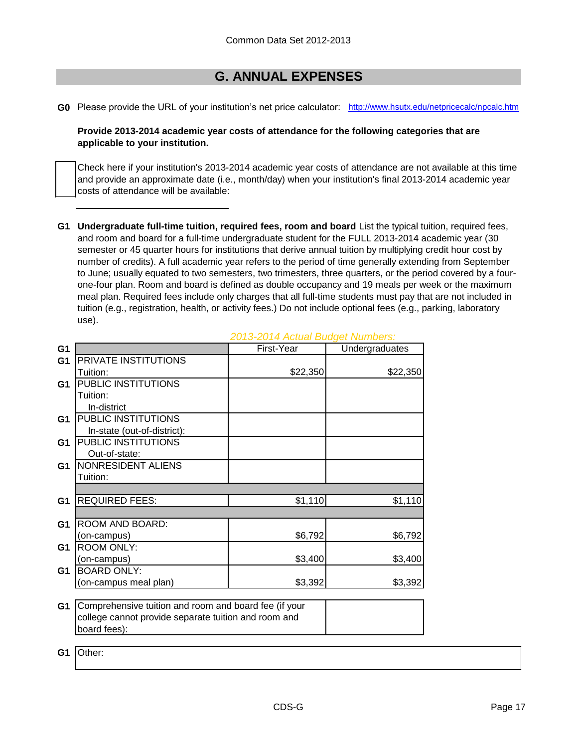## G. ANNUAL EXPENSES

**G0** Please provide the URL of your institution's net price calculator: http://www.hsutx.edu/netpricecalc/npcalc.htm

**Provide 2013-2014 academic year costs of attendance for the following categories that are applicable to your institution.**

☐ Check here if your institution's 2013-2014 academic year costs of attendance are not available at this time and provide an approximate date (i.e., month/day) when your institution's final 2013-2014 academic year costs of attendance will be available:

______________________

**G1** **Undergraduate full-time tuition, required fees, room and board** List the typical tuition, required fees, and room and board for a full-time undergraduate student for the FULL 2013-2014 academic year (30 semester or 45 quarter hours for institutions that derive annual tuition by multiplying credit hour cost by number of credits). A full academic year refers to the period of time generally extending from September to June; usually equated to two semesters, two trimesters, three quarters, or the period covered by a four-one-four plan. Room and board is defined as double occupancy and 19 meals per week or the maximum meal plan. Required fees include only charges that all full-time students must pay that are not included in tuition (e.g., registration, health, or activity fees.) Do not include optional fees (e.g., parking, laboratory use).

*2013-2014 Actual Budget Numbers:*

| | | First-Year | Undergraduates |
|---|---|---|---|
| G1 | PRIVATE INSTITUTIONS Tuition: | $22,350 | $22,350 |
| G1 | PUBLIC INSTITUTIONS Tuition: In-district | | |
| G1 | PUBLIC INSTITUTIONS In-state (out-of-district): | | |
| G1 | PUBLIC INSTITUTIONS Out-of-state: | | |
| G1 | NONRESIDENT ALIENS Tuition: | | |
| G1 | REQUIRED FEES: | $1,110 | $1,110 |
| G1 | ROOM AND BOARD: (on-campus) | $6,792 | $6,792 |
| G1 | ROOM ONLY: (on-campus) | $3,400 | $3,400 |
| G1 | BOARD ONLY: (on-campus meal plan) | $3,392 | $3,392 |

| | | |
|---|---|---|
| G1 | Comprehensive tuition and room and board fee (if your college cannot provide separate tuition and room and board fees): | |

| | |
|---|---|
| G1 | Other: |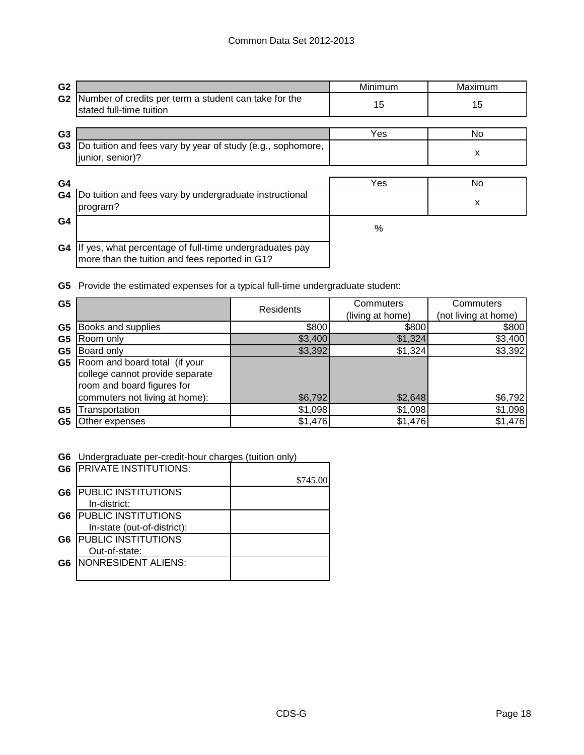| G2 | | Minimum | Maximum |
|---|---|---|---|
| G2 | Number of credits per term a student can take for the stated full-time tuition | 15 | 15 |

| G3 | | Yes | No |
|---|---|---|---|
| G3 | Do tuition and fees vary by year of study (e.g., sophomore, junior, senior)? | | x |

| G4 | | Yes | No |
|---|---|---|---|
| G4 | Do tuition and fees vary by undergraduate instructional program? | | x |
| G4 | | % | |
| G4 | If yes, what percentage of full-time undergraduates pay more than the tuition and fees reported in G1? | | |

**G5** Provide the estimated expenses for a typical full-time undergraduate student:

| G5 | | Residents | Commuters (living at home) | Commuters (not living at home) |
|---|---|---|---|---|
| G5 | Books and supplies | $800 | $800 | $800 |
| G5 | Room only | $3,400 | $1,324 | $3,400 |
| G5 | Board only | $3,392 | $1,324 | $3,392 |
| G5 | Room and board total (if your college cannot provide separate room and board figures for commuters not living at home): | $6,792 | $2,648 | $6,792 |
| G5 | Transportation | $1,098 | $1,098 | $1,098 |
| G5 | Other expenses | $1,476 | $1,476 | $1,476 |

**G6** Undergraduate per-credit-hour charges (tuition only)

| G6 | | |
|---|---|---|
| G6 | PRIVATE INSTITUTIONS: | $745.00 |
| G6 | PUBLIC INSTITUTIONS In-district: | |
| G6 | PUBLIC INSTITUTIONS In-state (out-of-district): | |
| G6 | PUBLIC INSTITUTIONS Out-of-state: | |
| G6 | NONRESIDENT ALIENS: | |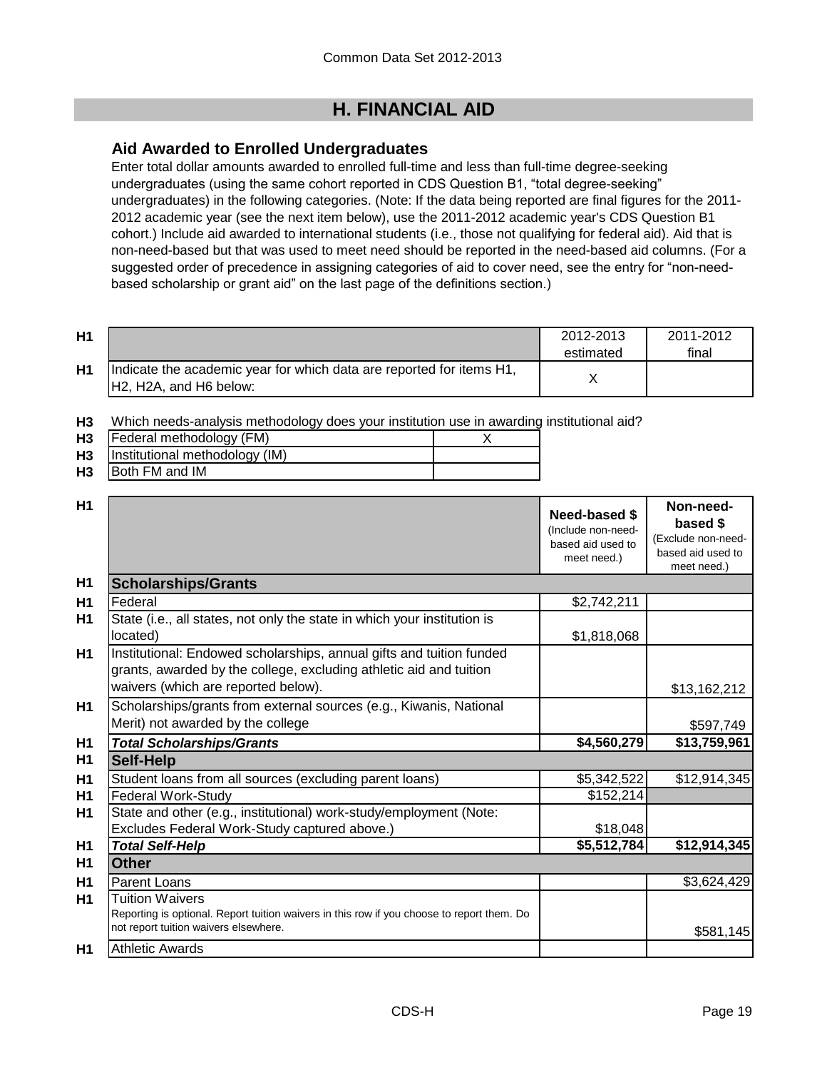## H. FINANCIAL AID

### Aid Awarded to Enrolled Undergraduates

Enter total dollar amounts awarded to enrolled full-time and less than full-time degree-seeking undergraduates (using the same cohort reported in CDS Question B1, "total degree-seeking" undergraduates) in the following categories. (Note: If the data being reported are final figures for the 2011-2012 academic year (see the next item below), use the 2011-2012 academic year's CDS Question B1 cohort.) Include aid awarded to international students (i.e., those not qualifying for federal aid). Aid that is non-need-based but that was used to meet need should be reported in the need-based aid columns. (For a suggested order of precedence in assigning categories of aid to cover need, see the entry for "non-need-based scholarship or grant aid" on the last page of the definitions section.)

| | | 2012-2013 estimated | 2011-2012 final |
|---|---|---|---|
| H1 | Indicate the academic year for which data are reported for items H1, H2, H2A, and H6 below: | X | |

H3 Which needs-analysis methodology does your institution use in awarding institutional aid?

| | | |
|---|---|---|
| H3 | Federal methodology (FM) | X |
| H3 | Institutional methodology (IM) | |
| H3 | Both FM and IM | |

| | | Need-based $ (Include non-need-based aid used to meet need.) | Non-need-based $ (Exclude non-need-based aid used to meet need.) |
|---|---|---|---|
| H1 | **Scholarships/Grants** | | |
| H1 | Federal | $2,742,211 | |
| H1 | State (i.e., all states, not only the state in which your institution is located) | $1,818,068 | |
| H1 | Institutional: Endowed scholarships, annual gifts and tuition funded grants, awarded by the college, excluding athletic aid and tuition waivers (which are reported below). | | $13,162,212 |
| H1 | Scholarships/grants from external sources (e.g., Kiwanis, National Merit) not awarded by the college | | $597,749 |
| H1 | ***Total Scholarships/Grants*** | **$4,560,279** | **$13,759,961** |
| H1 | **Self-Help** | | |
| H1 | Student loans from all sources (excluding parent loans) | $5,342,522 | $12,914,345 |
| H1 | Federal Work-Study | $152,214 | |
| H1 | State and other (e.g., institutional) work-study/employment (Note: Excludes Federal Work-Study captured above.) | $18,048 | |
| H1 | ***Total Self-Help*** | **$5,512,784** | **$12,914,345** |
| H1 | **Other** | | |
| H1 | Parent Loans | | $3,624,429 |
| H1 | Tuition Waivers<br>Reporting is optional. Report tuition waivers in this row if you choose to report them. Do not report tuition waivers elsewhere. | | $581,145 |
| H1 | Athletic Awards | | |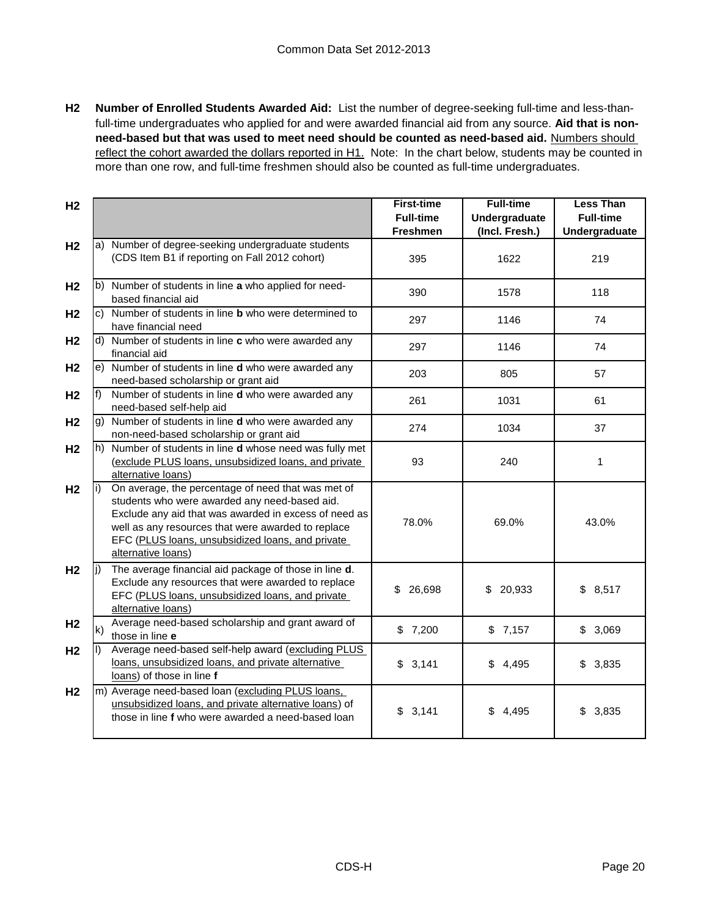**H2** **Number of Enrolled Students Awarded Aid:** List the number of degree-seeking full-time and less-than-full-time undergraduates who applied for and were awarded financial aid from any source. **Aid that is non-need-based but that was used to meet need should be counted as need-based aid.** Numbers should reflect the cohort awarded the dollars reported in H1. Note: In the chart below, students may be counted in more than one row, and full-time freshmen should also be counted as full-time undergraduates.

| | | First-time Full-time Freshmen | Full-time Undergraduate (Incl. Fresh.) | Less Than Full-time Undergraduate |
|---|---|---|---|---|
| H2 | a) Number of degree-seeking undergraduate students (CDS Item B1 if reporting on Fall 2012 cohort) | 395 | 1622 | 219 |
| H2 | b) Number of students in line **a** who applied for need-based financial aid | 390 | 1578 | 118 |
| H2 | c) Number of students in line **b** who were determined to have financial need | 297 | 1146 | 74 |
| H2 | d) Number of students in line **c** who were awarded any financial aid | 297 | 1146 | 74 |
| H2 | e) Number of students in line **d** who were awarded any need-based scholarship or grant aid | 203 | 805 | 57 |
| H2 | f) Number of students in line **d** who were awarded any need-based self-help aid | 261 | 1031 | 61 |
| H2 | g) Number of students in line **d** who were awarded any non-need-based scholarship or grant aid | 274 | 1034 | 37 |
| H2 | h) Number of students in line **d** whose need was fully met (exclude PLUS loans, unsubsidized loans, and private alternative loans) | 93 | 240 | 1 |
| H2 | i) On average, the percentage of need that was met of students who were awarded any need-based aid. Exclude any aid that was awarded in excess of need as well as any resources that were awarded to replace EFC (PLUS loans, unsubsidized loans, and private alternative loans) | 78.0% | 69.0% | 43.0% |
| H2 | j) The average financial aid package of those in line **d**. Exclude any resources that were awarded to replace EFC (PLUS loans, unsubsidized loans, and private alternative loans) | $ 26,698 | $ 20,933 | $ 8,517 |
| H2 | k) Average need-based scholarship and grant award of those in line **e** | $ 7,200 | $ 7,157 | $ 3,069 |
| H2 | l) Average need-based self-help award (excluding PLUS loans, unsubsidized loans, and private alternative loans) of those in line **f** | $ 3,141 | $ 4,495 | $ 3,835 |
| H2 | m) Average need-based loan (excluding PLUS loans, unsubsidized loans, and private alternative loans) of those in line **f** who were awarded a need-based loan | $ 3,141 | $ 4,495 | $ 3,835 |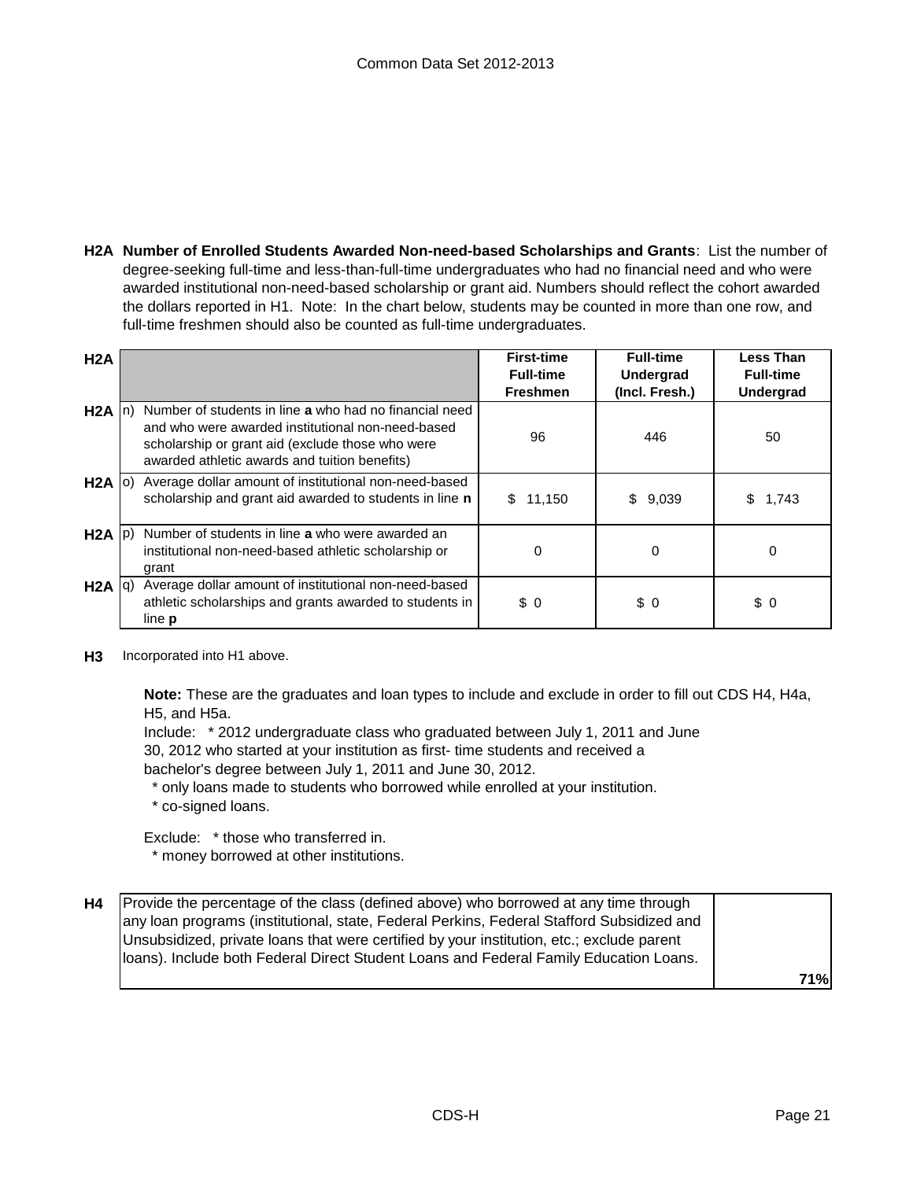**H2A Number of Enrolled Students Awarded Non-need-based Scholarships and Grants**: List the number of degree-seeking full-time and less-than-full-time undergraduates who had no financial need and who were awarded institutional non-need-based scholarship or grant aid. Numbers should reflect the cohort awarded the dollars reported in H1. Note: In the chart below, students may be counted in more than one row, and full-time freshmen should also be counted as full-time undergraduates.

| H2A | | First-time Full-time Freshmen | Full-time Undergrad (Incl. Fresh.) | Less Than Full-time Undergrad |
|---|---|---|---|---|
| H2A | n) Number of students in line **a** who had no financial need and who were awarded institutional non-need-based scholarship or grant aid (exclude those who were awarded athletic awards and tuition benefits) | 96 | 446 | 50 |
| H2A | o) Average dollar amount of institutional non-need-based scholarship and grant aid awarded to students in line **n** | $ 11,150 | $ 9,039 | $ 1,743 |
| H2A | p) Number of students in line **a** who were awarded an institutional non-need-based athletic scholarship or grant | 0 | 0 | 0 |
| H2A | q) Average dollar amount of institutional non-need-based athletic scholarships and grants awarded to students in line **p** | $ 0 | $ 0 | $ 0 |

**H3** Incorporated into H1 above.

**Note:** These are the graduates and loan types to include and exclude in order to fill out CDS H4, H4a, H5, and H5a.

Include: * 2012 undergraduate class who graduated between July 1, 2011 and June 30, 2012 who started at your institution as first- time students and received a bachelor's degree between July 1, 2011 and June 30, 2012.

* only loans made to students who borrowed while enrolled at your institution.
* co-signed loans.

Exclude: * those who transferred in.

* money borrowed at other institutions.

| H4 | | |
|---|---|---|
| H4 | Provide the percentage of the class (defined above) who borrowed at any time through any loan programs (institutional, state, Federal Perkins, Federal Stafford Subsidized and Unsubsidized, private loans that were certified by your institution, etc.; exclude parent loans). Include both Federal Direct Student Loans and Federal Family Education Loans. | 71% |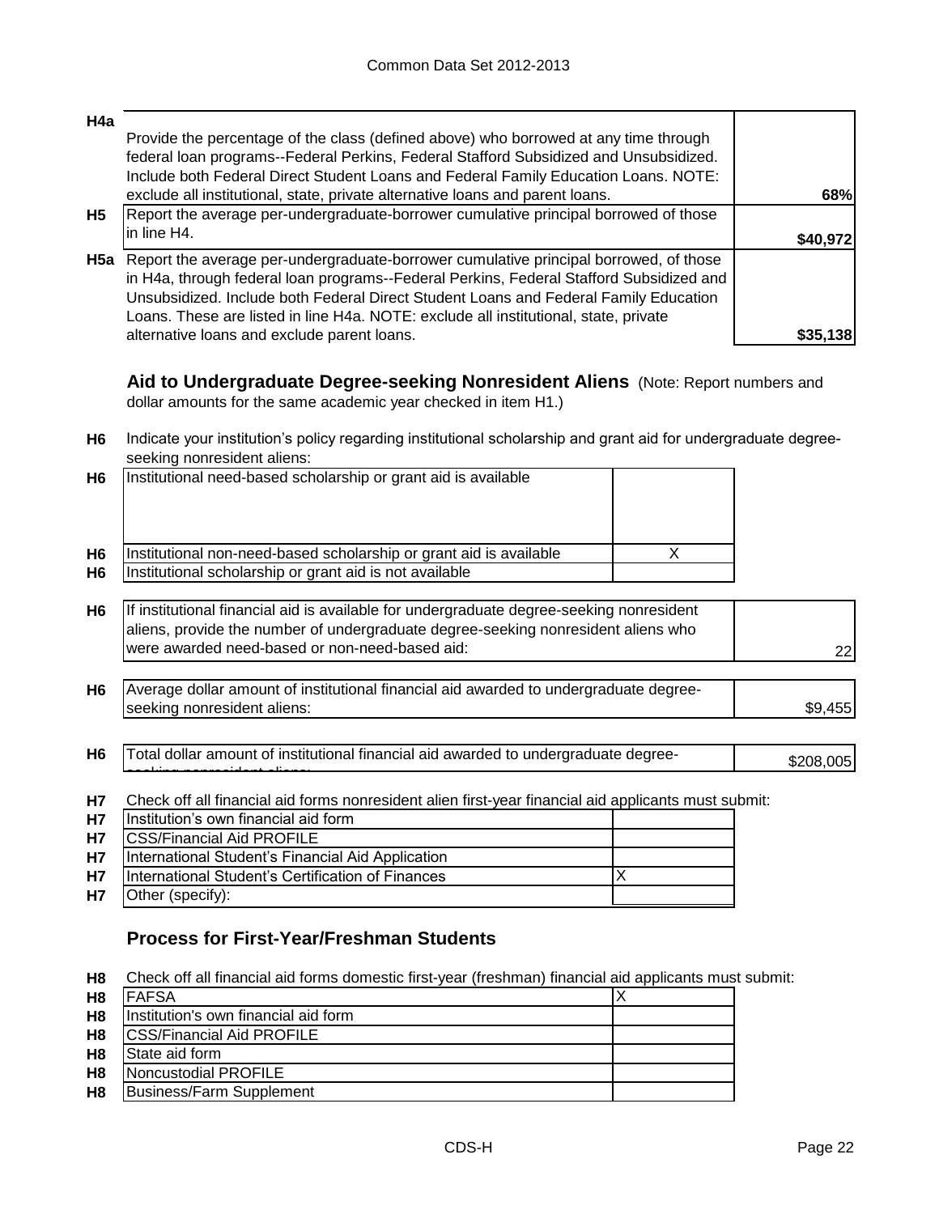| | | |
|---|---|---|
| H4a | Provide the percentage of the class (defined above) who borrowed at any time through federal loan programs--Federal Perkins, Federal Stafford Subsidized and Unsubsidized. Include both Federal Direct Student Loans and Federal Family Education Loans. NOTE: exclude all institutional, state, private alternative loans and parent loans. | 68% |
| H5 | Report the average per-undergraduate-borrower cumulative principal borrowed of those in line H4. | $40,972 |
| H5a | Report the average per-undergraduate-borrower cumulative principal borrowed, of those in H4a, through federal loan programs--Federal Perkins, Federal Stafford Subsidized and Unsubsidized. Include both Federal Direct Student Loans and Federal Family Education Loans. These are listed in line H4a. NOTE: exclude all institutional, state, private alternative loans and exclude parent loans. | $35,138 |

## Aid to Undergraduate Degree-seeking Nonresident Aliens

(Note: Report numbers and dollar amounts for the same academic year checked in item H1.)

**H6** Indicate your institution's policy regarding institutional scholarship and grant aid for undergraduate degree-seeking nonresident aliens:

| | | |
|---|---|---|
| H6 | Institutional need-based scholarship or grant aid is available | |
| H6 | Institutional non-need-based scholarship or grant aid is available | X |
| H6 | Institutional scholarship or grant aid is not available | |

| | | |
|---|---|---|
| H6 | If institutional financial aid is available for undergraduate degree-seeking nonresident aliens, provide the number of undergraduate degree-seeking nonresident aliens who were awarded need-based or non-need-based aid: | 22 |
| H6 | Average dollar amount of institutional financial aid awarded to undergraduate degree-seeking nonresident aliens: | $9,455 |
| H6 | Total dollar amount of institutional financial aid awarded to undergraduate degree-seeking nonresident aliens: | $208,005 |

**H7** Check off all financial aid forms nonresident alien first-year financial aid applicants must submit:

| | | |
|---|---|---|
| H7 | Institution's own financial aid form | |
| H7 | CSS/Financial Aid PROFILE | |
| H7 | International Student's Financial Aid Application | |
| H7 | International Student's Certification of Finances | X |
| H7 | Other (specify): | |

## Process for First-Year/Freshman Students

**H8** Check off all financial aid forms domestic first-year (freshman) financial aid applicants must submit:

| | | |
|---|---|---|
| H8 | FAFSA | X |
| H8 | Institution's own financial aid form | |
| H8 | CSS/Financial Aid PROFILE | |
| H8 | State aid form | |
| H8 | Noncustodial PROFILE | |
| H8 | Business/Farm Supplement | |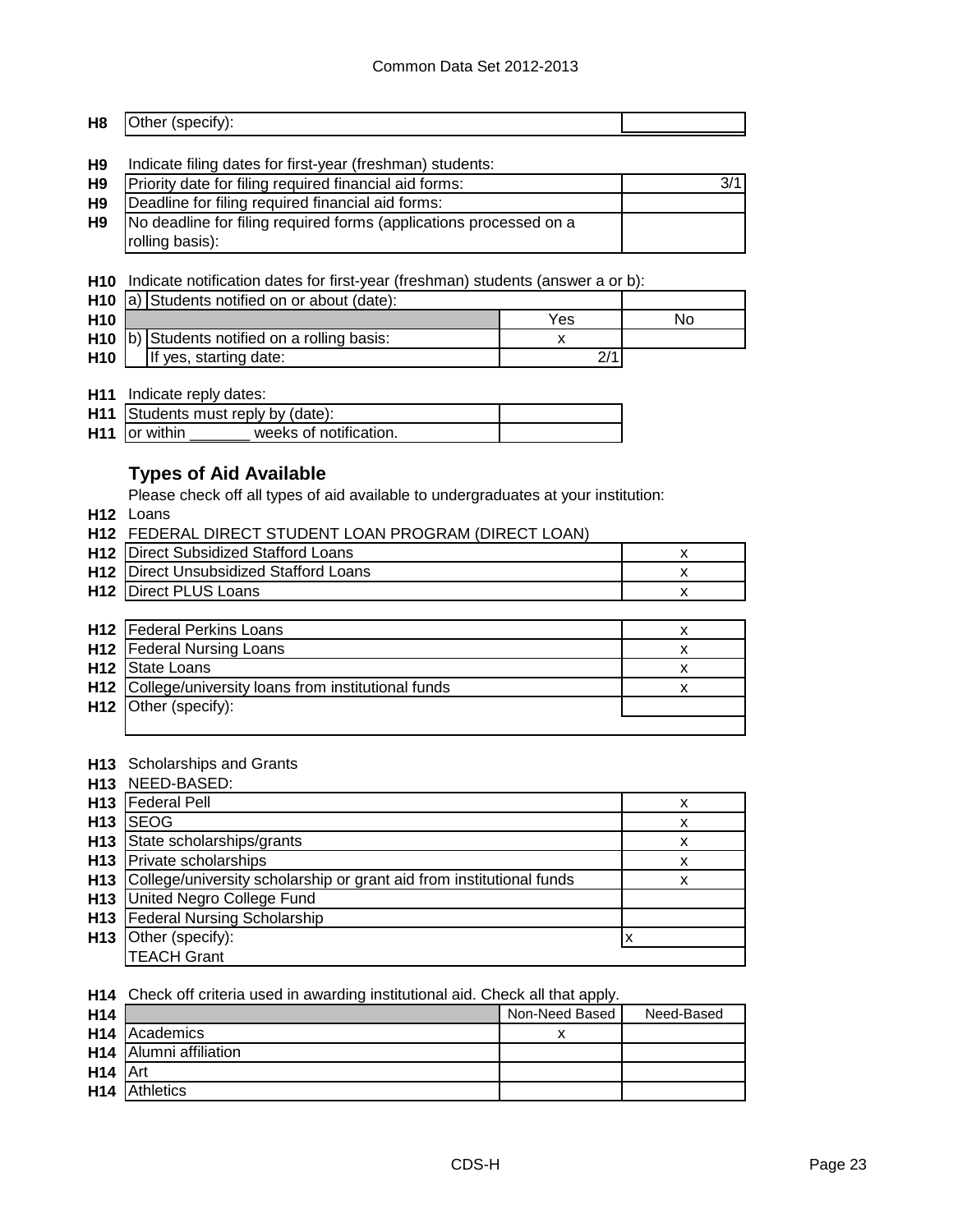| H8 | Other (specify): | |
|---|---|---|

**H9** Indicate filing dates for first-year (freshman) students:

| | | |
|---|---|---|
| H9 | Priority date for filing required financial aid forms: | 3/1 |
| H9 | Deadline for filing required financial aid forms: | |
| H9 | No deadline for filing required forms (applications processed on a rolling basis): | |

**H10** Indicate notification dates for first-year (freshman) students (answer a or b):

| | | | |
|---|---|---|---|
| H10 | a) Students notified on or about (date): | | |
| H10 | | Yes | No |
| H10 | b) Students notified on a rolling basis: | x | |
| H10 | If yes, starting date: | 2/1 | |

**H11** Indicate reply dates:

| | | |
|---|---|---|
| H11 | Students must reply by (date): | |
| H11 | or within _______ weeks of notification. | |

## Types of Aid Available

Please check off all types of aid available to undergraduates at your institution:

**H12** Loans

**H12** FEDERAL DIRECT STUDENT LOAN PROGRAM (DIRECT LOAN)

| | | |
|---|---|---|
| H12 | Direct Subsidized Stafford Loans | x |
| H12 | Direct Unsubsidized Stafford Loans | x |
| H12 | Direct PLUS Loans | x |

| | | |
|---|---|---|
| H12 | Federal Perkins Loans | x |
| H12 | Federal Nursing Loans | x |
| H12 | State Loans | x |
| H12 | College/university loans from institutional funds | x |
| H12 | Other (specify): | |

**H13** Scholarships and Grants

**H13** NEED-BASED:

| | | |
|---|---|---|
| H13 | Federal Pell | x |
| H13 | SEOG | x |
| H13 | State scholarships/grants | x |
| H13 | Private scholarships | x |
| H13 | College/university scholarship or grant aid from institutional funds | x |
| H13 | United Negro College Fund | |
| H13 | Federal Nursing Scholarship | |
| H13 | Other (specify): | x |
| | TEACH Grant | |

**H14** Check off criteria used in awarding institutional aid. Check all that apply.

| | | Non-Need Based | Need-Based |
|---|---|---|---|
| H14 | Academics | x | |
| H14 | Alumni affiliation | | |
| H14 | Art | | |
| H14 | Athletics | | |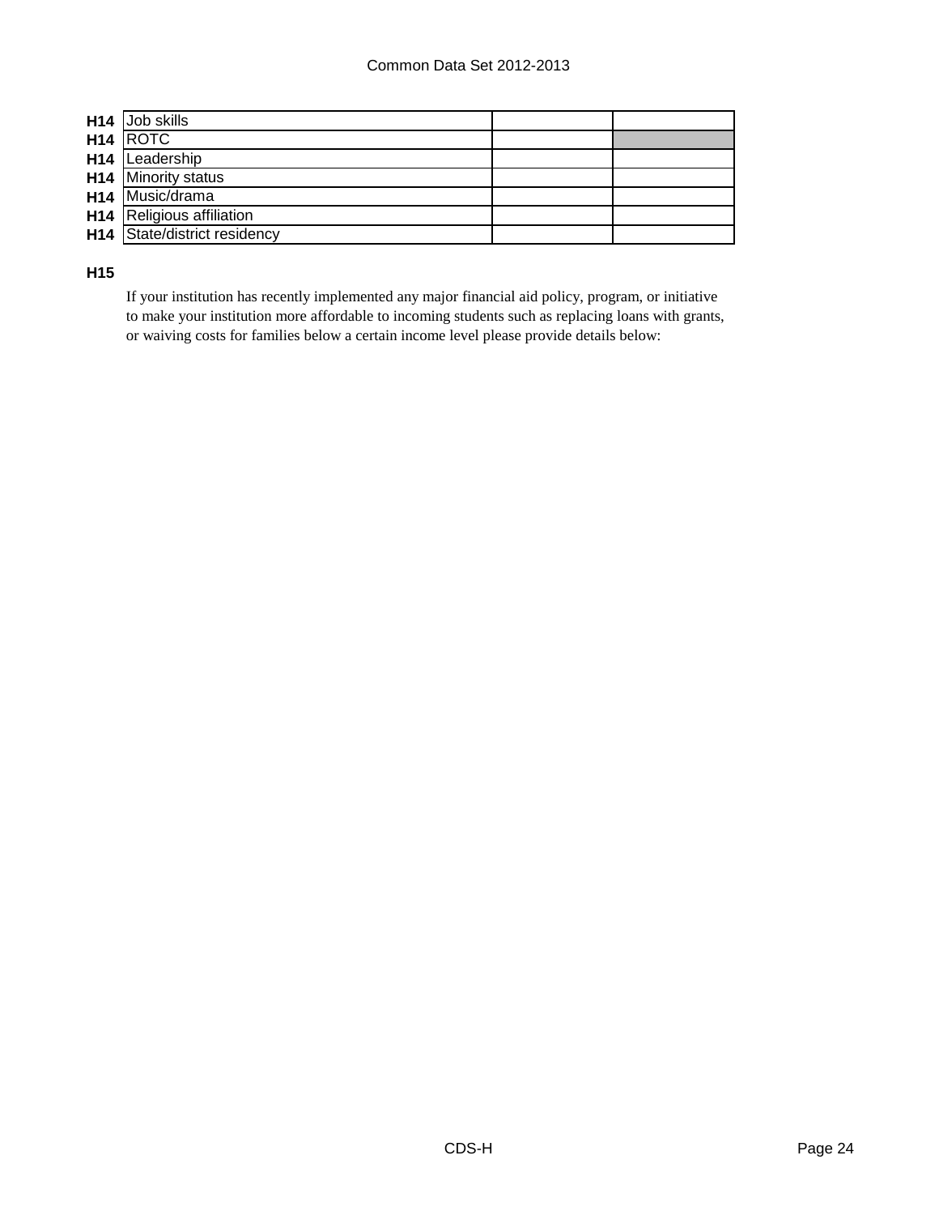| | | | |
|---|---|---|---|
| **H14** | Job skills | | |
| **H14** | ROTC | | |
| **H14** | Leadership | | |
| **H14** | Minority status | | |
| **H14** | Music/drama | | |
| **H14** | Religious affiliation | | |
| **H14** | State/district residency | | |

**H15**

If your institution has recently implemented any major financial aid policy, program, or initiative to make your institution more affordable to incoming students such as replacing loans with grants, or waiving costs for families below a certain income level please provide details below: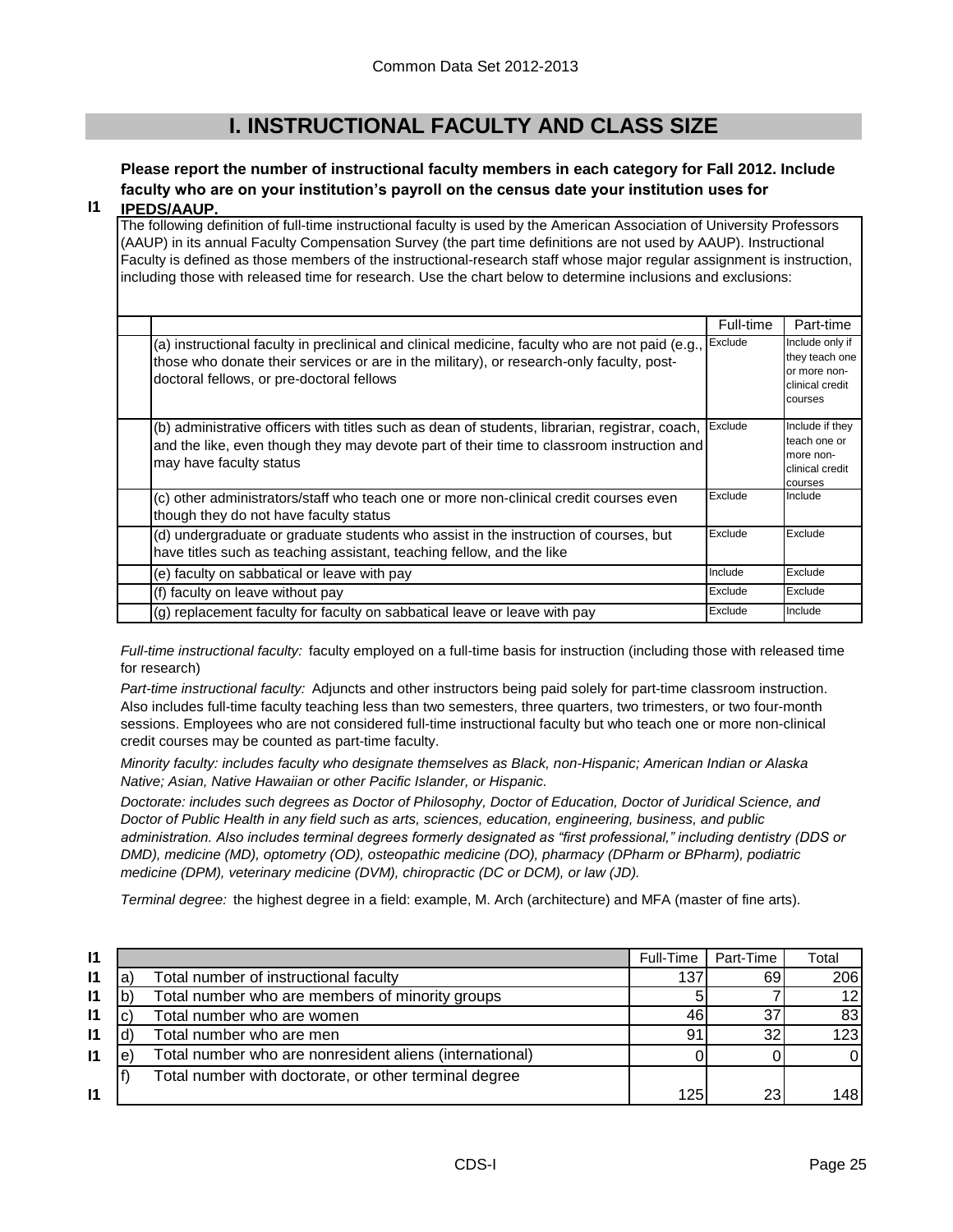# I. INSTRUCTIONAL FACULTY AND CLASS SIZE

**I1** **Please report the number of instructional faculty members in each category for Fall 2012. Include faculty who are on your institution's payroll on the census date your institution uses for IPEDS/AAUP.**

The following definition of full-time instructional faculty is used by the American Association of University Professors (AAUP) in its annual Faculty Compensation Survey (the part time definitions are not used by AAUP). Instructional Faculty is defined as those members of the instructional-research staff whose major regular assignment is instruction, including those with released time for research. Use the chart below to determine inclusions and exclusions:

| | Full-time | Part-time |
|---|---|---|
| (a) instructional faculty in preclinical and clinical medicine, faculty who are not paid (e.g., those who donate their services or are in the military), or research-only faculty, post-doctoral fellows, or pre-doctoral fellows | Exclude | Include only if they teach one or more non-clinical credit courses |
| (b) administrative officers with titles such as dean of students, librarian, registrar, coach, and the like, even though they may devote part of their time to classroom instruction and may have faculty status | Exclude | Include if they teach one or more non-clinical credit courses |
| (c) other administrators/staff who teach one or more non-clinical credit courses even though they do not have faculty status | Exclude | Include |
| (d) undergraduate or graduate students who assist in the instruction of courses, but have titles such as teaching assistant, teaching fellow, and the like | Exclude | Exclude |
| (e) faculty on sabbatical or leave with pay | Include | Exclude |
| (f) faculty on leave without pay | Exclude | Exclude |
| (g) replacement faculty for faculty on sabbatical leave or leave with pay | Exclude | Include |

*Full-time instructional faculty:* faculty employed on a full-time basis for instruction (including those with released time for research)

*Part-time instructional faculty:* Adjuncts and other instructors being paid solely for part-time classroom instruction. Also includes full-time faculty teaching less than two semesters, three quarters, two trimesters, or two four-month sessions. Employees who are not considered full-time instructional faculty but who teach one or more non-clinical credit courses may be counted as part-time faculty.

*Minority faculty: includes faculty who designate themselves as Black, non-Hispanic; American Indian or Alaska Native; Asian, Native Hawaiian or other Pacific Islander, or Hispanic.*

*Doctorate: includes such degrees as Doctor of Philosophy, Doctor of Education, Doctor of Juridical Science, and Doctor of Public Health in any field such as arts, sciences, education, engineering, business, and public administration. Also includes terminal degrees formerly designated as "first professional," including dentistry (DDS or DMD), medicine (MD), optometry (OD), osteopathic medicine (DO), pharmacy (DPharm or BPharm), podiatric medicine (DPM), veterinary medicine (DVM), chiropractic (DC or DCM), or law (JD).*

*Terminal degree:* the highest degree in a field: example, M. Arch (architecture) and MFA (master of fine arts).

| | | | Full-Time | Part-Time | Total |
|---|---|---|---|---|---|
| I1 | a) | Total number of instructional faculty | 137 | 69 | 206 |
| I1 | b) | Total number who are members of minority groups | 5 | 7 | 12 |
| I1 | c) | Total number who are women | 46 | 37 | 83 |
| I1 | d) | Total number who are men | 91 | 32 | 123 |
| I1 | e) | Total number who are nonresident aliens (international) | 0 | 0 | 0 |
| I1 | f) | Total number with doctorate, or other terminal degree | 125 | 23 | 148 |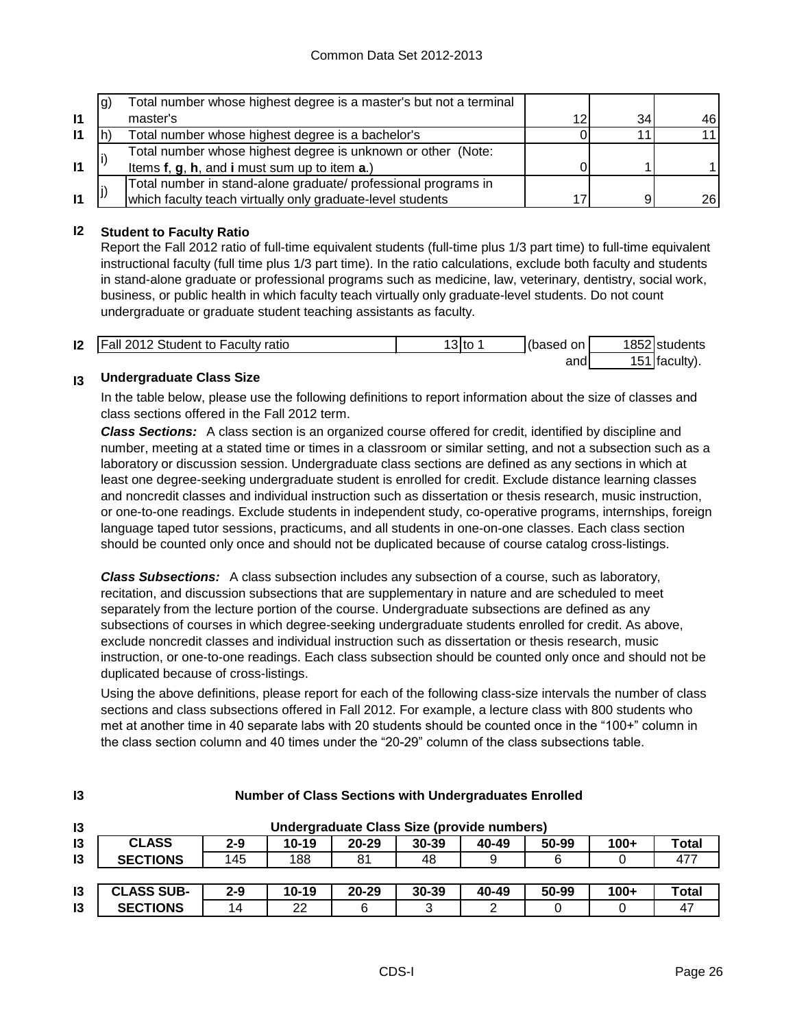| | | | | | |
|---|---|---|---|---|---|
| I1 | g) | Total number whose highest degree is a master's but not a terminal master's | 12 | 34 | 46 |
| I1 | h) | Total number whose highest degree is a bachelor's | 0 | 11 | 11 |
| I1 | i) | Total number whose highest degree is unknown or other (Note: Items **f**, **g**, **h**, and **i** must sum up to item **a**.) | 0 | 1 | 1 |
| I1 | j) | Total number in stand-alone graduate/ professional programs in which faculty teach virtually only graduate-level students | 17 | 9 | 26 |

**I2 Student to Faculty Ratio**

Report the Fall 2012 ratio of full-time equivalent students (full-time plus 1/3 part time) to full-time equivalent instructional faculty (full time plus 1/3 part time). In the ratio calculations, exclude both faculty and students in stand-alone graduate or professional programs such as medicine, law, veterinary, dentistry, social work, business, or public health in which faculty teach virtually only graduate-level students. Do not count undergraduate or graduate student teaching assistants as faculty.

| | | | | | |
|---|---|---|---|---|---|
| I2 | Fall 2012 Student to Faculty ratio | 13 to 1 | (based on | 1852 | students |
| | | | and | 151 | faculty). |

**I3 Undergraduate Class Size**

In the table below, please use the following definitions to report information about the size of classes and class sections offered in the Fall 2012 term.

***Class Sections:*** A class section is an organized course offered for credit, identified by discipline and number, meeting at a stated time or times in a classroom or similar setting, and not a subsection such as a laboratory or discussion session. Undergraduate class sections are defined as any sections in which at least one degree-seeking undergraduate student is enrolled for credit. Exclude distance learning classes and noncredit classes and individual instruction such as dissertation or thesis research, music instruction, or one-to-one readings. Exclude students in independent study, co-operative programs, internships, foreign language taped tutor sessions, practicums, and all students in one-on-one classes. Each class section should be counted only once and should not be duplicated because of course catalog cross-listings.

***Class Subsections:*** A class subsection includes any subsection of a course, such as laboratory, recitation, and discussion subsections that are supplementary in nature and are scheduled to meet separately from the lecture portion of the course. Undergraduate subsections are defined as any subsections of courses in which degree-seeking undergraduate students enrolled for credit. As above, exclude noncredit classes and individual instruction such as dissertation or thesis research, music instruction, or one-to-one readings. Each class subsection should be counted only once and should not be duplicated because of cross-listings.

Using the above definitions, please report for each of the following class-size intervals the number of class sections and class subsections offered in Fall 2012. For example, a lecture class with 800 students who met at another time in 40 separate labs with 20 students should be counted once in the "100+" column in the class section column and 40 times under the "20-29" column of the class subsections table.

**I3 Number of Class Sections with Undergraduates Enrolled**

**Undergraduate Class Size (provide numbers)**

| CLASS SECTIONS | 2-9 | 10-19 | 20-29 | 30-39 | 40-49 | 50-99 | 100+ | Total |
|---|---|---|---|---|---|---|---|---|
| SECTIONS | 145 | 188 | 81 | 48 | 9 | 6 | 0 | 477 |

| CLASS SUB-SECTIONS | 2-9 | 10-19 | 20-29 | 30-39 | 40-49 | 50-99 | 100+ | Total |
|---|---|---|---|---|---|---|---|---|
| SECTIONS | 14 | 22 | 6 | 3 | 2 | 0 | 0 | 47 |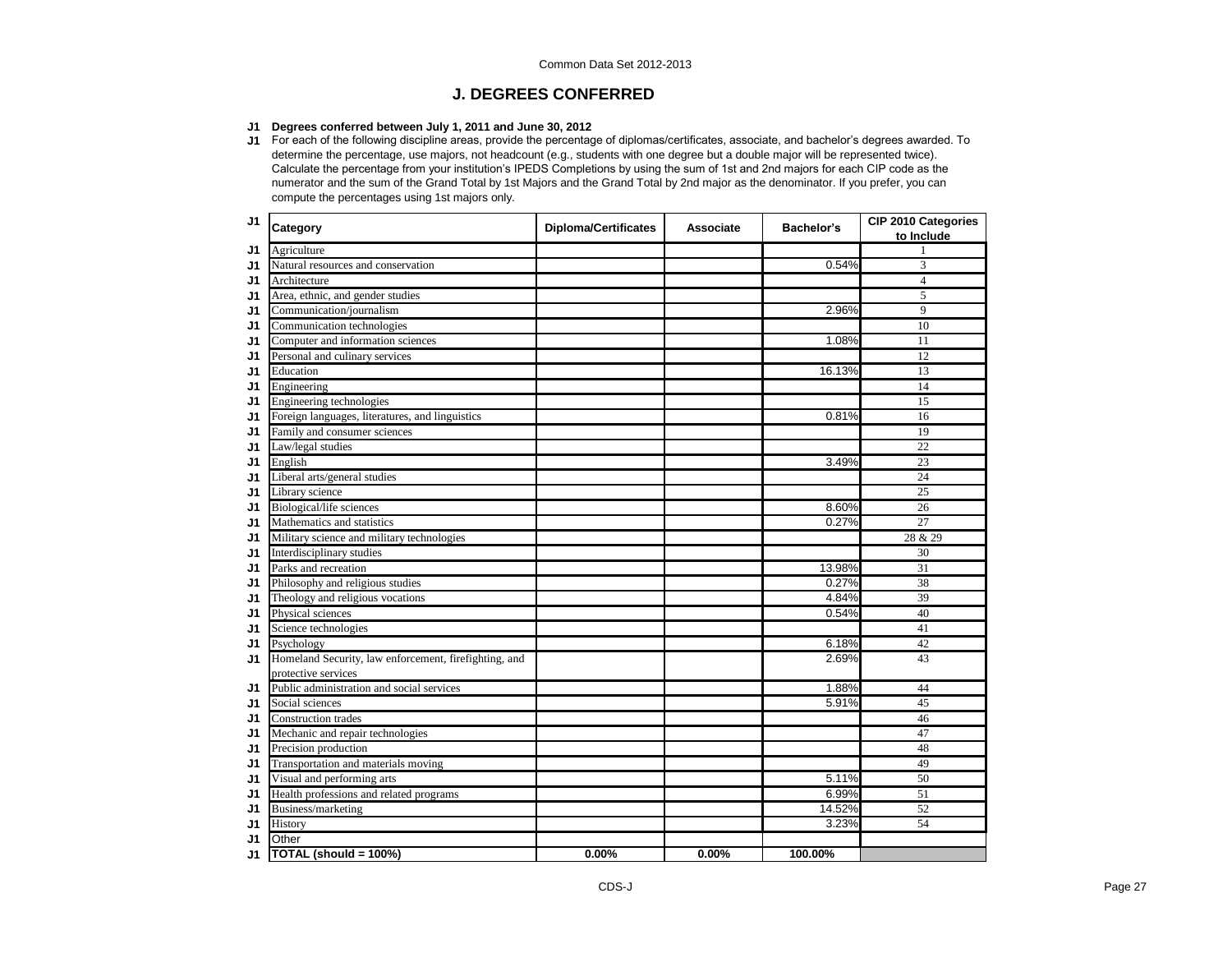Common Data Set 2012-2013

## J. DEGREES CONFERRED

**J1 Degrees conferred between July 1, 2011 and June 30, 2012**

J1 For each of the following discipline areas, provide the percentage of diplomas/certificates, associate, and bachelor's degrees awarded. To determine the percentage, use majors, not headcount (e.g., students with one degree but a double major will be represented twice). Calculate the percentage from your institution's IPEDS Completions by using the sum of 1st and 2nd majors for each CIP code as the numerator and the sum of the Grand Total by 1st Majors and the Grand Total by 2nd major as the denominator. If you prefer, you can compute the percentages using 1st majors only.

| | Category | Diploma/Certificates | Associate | Bachelor's | CIP 2010 Categories to Include |
|---|---|---|---|---|---|
| J1 | Agriculture | | | | 1 |
| J1 | Natural resources and conservation | | | 0.54% | 3 |
| J1 | Architecture | | | | 4 |
| J1 | Area, ethnic, and gender studies | | | | 5 |
| J1 | Communication/journalism | | | 2.96% | 9 |
| J1 | Communication technologies | | | | 10 |
| J1 | Computer and information sciences | | | 1.08% | 11 |
| J1 | Personal and culinary services | | | | 12 |
| J1 | Education | | | 16.13% | 13 |
| J1 | Engineering | | | | 14 |
| J1 | Engineering technologies | | | | 15 |
| J1 | Foreign languages, literatures, and linguistics | | | 0.81% | 16 |
| J1 | Family and consumer sciences | | | | 19 |
| J1 | Law/legal studies | | | | 22 |
| J1 | English | | | 3.49% | 23 |
| J1 | Liberal arts/general studies | | | | 24 |
| J1 | Library science | | | | 25 |
| J1 | Biological/life sciences | | | 8.60% | 26 |
| J1 | Mathematics and statistics | | | 0.27% | 27 |
| J1 | Military science and military technologies | | | | 28 & 29 |
| J1 | Interdisciplinary studies | | | | 30 |
| J1 | Parks and recreation | | | 13.98% | 31 |
| J1 | Philosophy and religious studies | | | 0.27% | 38 |
| J1 | Theology and religious vocations | | | 4.84% | 39 |
| J1 | Physical sciences | | | 0.54% | 40 |
| J1 | Science technologies | | | | 41 |
| J1 | Psychology | | | 6.18% | 42 |
| J1 | Homeland Security, law enforcement, firefighting, and protective services | | | 2.69% | 43 |
| J1 | Public administration and social services | | | 1.88% | 44 |
| J1 | Social sciences | | | 5.91% | 45 |
| J1 | Construction trades | | | | 46 |
| J1 | Mechanic and repair technologies | | | | 47 |
| J1 | Precision production | | | | 48 |
| J1 | Transportation and materials moving | | | | 49 |
| J1 | Visual and performing arts | | | 5.11% | 50 |
| J1 | Health professions and related programs | | | 6.99% | 51 |
| J1 | Business/marketing | | | 14.52% | 52 |
| J1 | History | | | 3.23% | 54 |
| J1 | Other | | | | |
| J1 | **TOTAL (should = 100%)** | **0.00%** | **0.00%** | **100.00%** | |

CDS-J